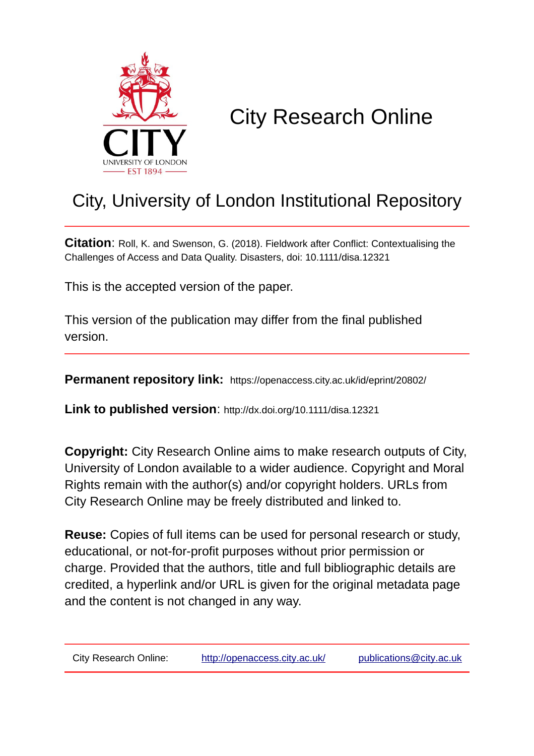# City Research Online

## City, University of London Institutional Repository

**Citation**: Roll, K. and Swenson, G. (2018). Fieldwork after Conflict: Contextualising the Challenges of Access and Data Quality. Disasters, doi: 10.1111/disa.12321

This is the accepted version of the paper.

This version of the publication may differ from the final published version.

**Permanent repository link:** https://openaccess.city.ac.uk/id/eprint/20802/

**Link to published version**: http://dx.doi.org/10.1111/disa.12321

**Copyright:** City Research Online aims to make research outputs of City, University of London available to a wider audience. Copyright and Moral Rights remain with the author(s) and/or copyright holders. URLs from City Research Online may be freely distributed and linked to.

**Reuse:** Copies of full items can be used for personal research or study, educational, or not-for-profit purposes without prior permission or charge. Provided that the authors, title and full bibliographic details are credited, a hyperlink and/or URL is given for the original metadata page and the content is not changed in any way.

City Research Online: http://openaccess.city.ac.uk/ publications@city.ac.uk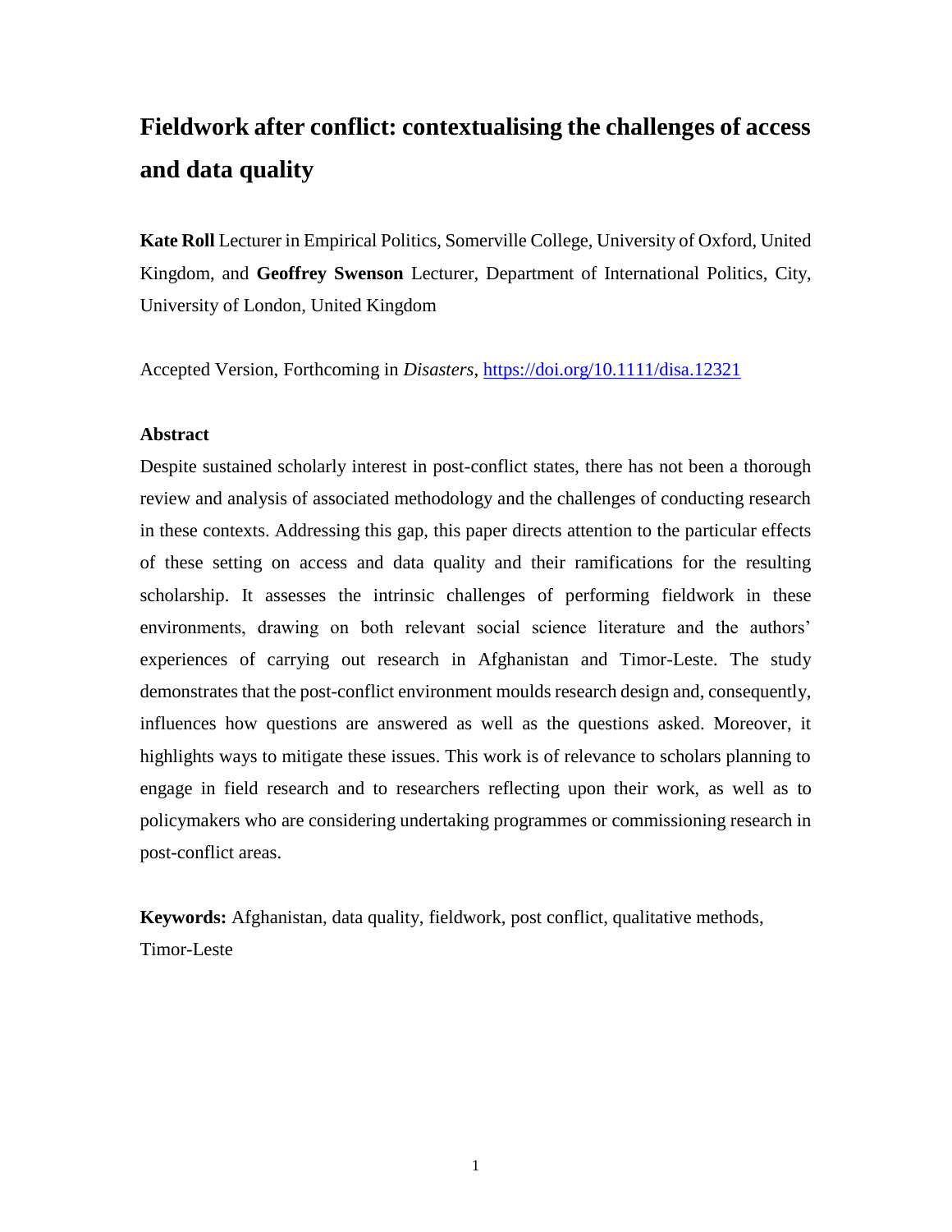# Fieldwork after conflict: contextualising the challenges of access and data quality

**Kate Roll** Lecturer in Empirical Politics, Somerville College, University of Oxford, United Kingdom, and **Geoffrey Swenson** Lecturer, Department of International Politics, City, University of London, United Kingdom

Accepted Version, Forthcoming in *Disasters*, https://doi.org/10.1111/disa.12321

**Abstract**

Despite sustained scholarly interest in post-conflict states, there has not been a thorough review and analysis of associated methodology and the challenges of conducting research in these contexts. Addressing this gap, this paper directs attention to the particular effects of these setting on access and data quality and their ramifications for the resulting scholarship. It assesses the intrinsic challenges of performing fieldwork in these environments, drawing on both relevant social science literature and the authors' experiences of carrying out research in Afghanistan and Timor-Leste. The study demonstrates that the post-conflict environment moulds research design and, consequently, influences how questions are answered as well as the questions asked. Moreover, it highlights ways to mitigate these issues. This work is of relevance to scholars planning to engage in field research and to researchers reflecting upon their work, as well as to policymakers who are considering undertaking programmes or commissioning research in post-conflict areas.

**Keywords:** Afghanistan, data quality, fieldwork, post conflict, qualitative methods, Timor-Leste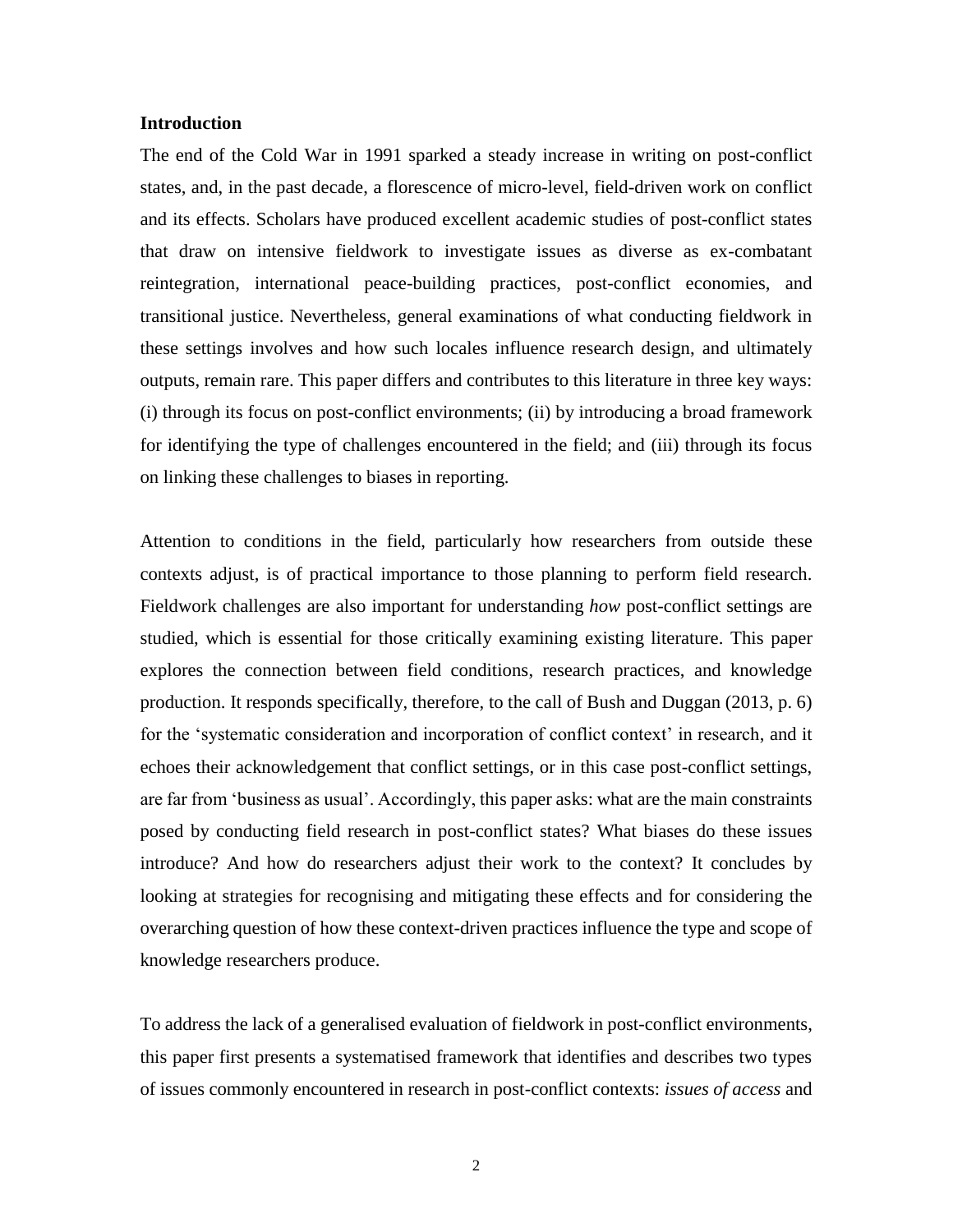## Introduction

The end of the Cold War in 1991 sparked a steady increase in writing on post-conflict states, and, in the past decade, a florescence of micro-level, field-driven work on conflict and its effects. Scholars have produced excellent academic studies of post-conflict states that draw on intensive fieldwork to investigate issues as diverse as ex-combatant reintegration, international peace-building practices, post-conflict economies, and transitional justice. Nevertheless, general examinations of what conducting fieldwork in these settings involves and how such locales influence research design, and ultimately outputs, remain rare. This paper differs and contributes to this literature in three key ways: (i) through its focus on post-conflict environments; (ii) by introducing a broad framework for identifying the type of challenges encountered in the field; and (iii) through its focus on linking these challenges to biases in reporting.

Attention to conditions in the field, particularly how researchers from outside these contexts adjust, is of practical importance to those planning to perform field research. Fieldwork challenges are also important for understanding *how* post-conflict settings are studied, which is essential for those critically examining existing literature. This paper explores the connection between field conditions, research practices, and knowledge production. It responds specifically, therefore, to the call of Bush and Duggan (2013, p. 6) for the 'systematic consideration and incorporation of conflict context' in research, and it echoes their acknowledgement that conflict settings, or in this case post-conflict settings, are far from 'business as usual'. Accordingly, this paper asks: what are the main constraints posed by conducting field research in post-conflict states? What biases do these issues introduce? And how do researchers adjust their work to the context? It concludes by looking at strategies for recognising and mitigating these effects and for considering the overarching question of how these context-driven practices influence the type and scope of knowledge researchers produce.

To address the lack of a generalised evaluation of fieldwork in post-conflict environments, this paper first presents a systematised framework that identifies and describes two types of issues commonly encountered in research in post-conflict contexts: *issues of access* and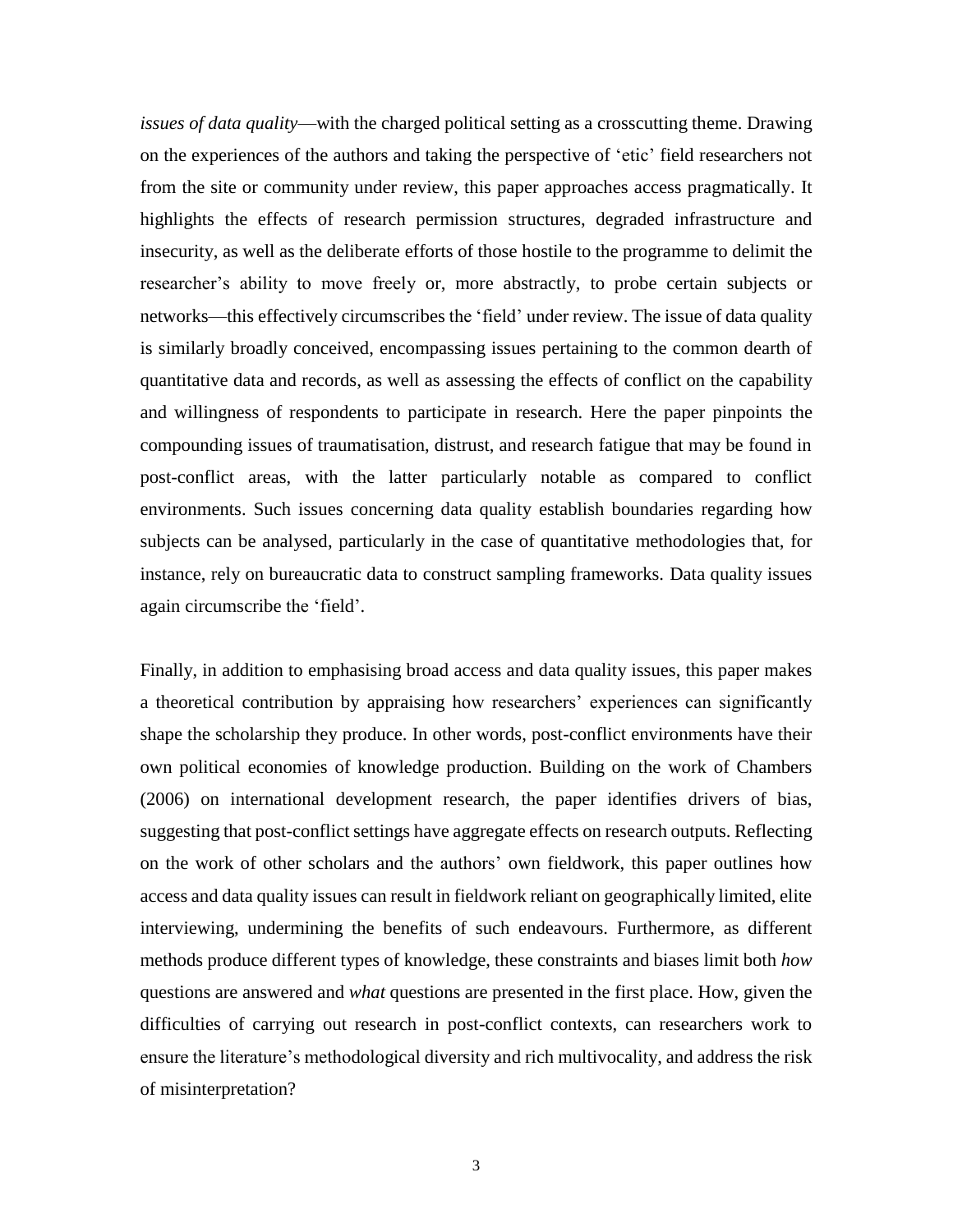*issues of data quality*—with the charged political setting as a crosscutting theme. Drawing on the experiences of the authors and taking the perspective of 'etic' field researchers not from the site or community under review, this paper approaches access pragmatically. It highlights the effects of research permission structures, degraded infrastructure and insecurity, as well as the deliberate efforts of those hostile to the programme to delimit the researcher's ability to move freely or, more abstractly, to probe certain subjects or networks—this effectively circumscribes the 'field' under review. The issue of data quality is similarly broadly conceived, encompassing issues pertaining to the common dearth of quantitative data and records, as well as assessing the effects of conflict on the capability and willingness of respondents to participate in research. Here the paper pinpoints the compounding issues of traumatisation, distrust, and research fatigue that may be found in post-conflict areas, with the latter particularly notable as compared to conflict environments. Such issues concerning data quality establish boundaries regarding how subjects can be analysed, particularly in the case of quantitative methodologies that, for instance, rely on bureaucratic data to construct sampling frameworks. Data quality issues again circumscribe the 'field'.

Finally, in addition to emphasising broad access and data quality issues, this paper makes a theoretical contribution by appraising how researchers' experiences can significantly shape the scholarship they produce. In other words, post-conflict environments have their own political economies of knowledge production. Building on the work of Chambers (2006) on international development research, the paper identifies drivers of bias, suggesting that post-conflict settings have aggregate effects on research outputs. Reflecting on the work of other scholars and the authors' own fieldwork, this paper outlines how access and data quality issues can result in fieldwork reliant on geographically limited, elite interviewing, undermining the benefits of such endeavours. Furthermore, as different methods produce different types of knowledge, these constraints and biases limit both *how* questions are answered and *what* questions are presented in the first place. How, given the difficulties of carrying out research in post-conflict contexts, can researchers work to ensure the literature's methodological diversity and rich multivocality, and address the risk of misinterpretation?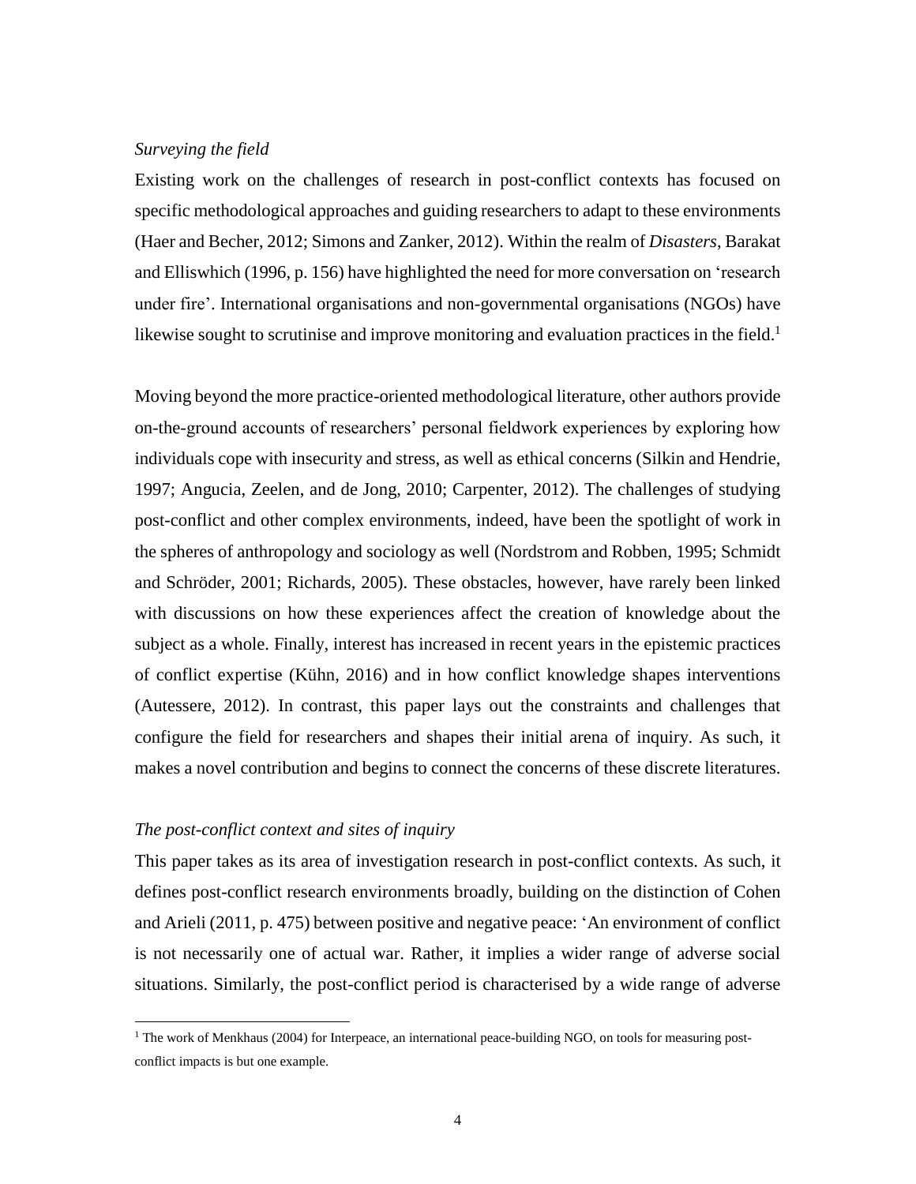*Surveying the field*

Existing work on the challenges of research in post-conflict contexts has focused on specific methodological approaches and guiding researchers to adapt to these environments (Haer and Becher, 2012; Simons and Zanker, 2012). Within the realm of *Disasters*, Barakat and Elliswhich (1996, p. 156) have highlighted the need for more conversation on 'research under fire'. International organisations and non-governmental organisations (NGOs) have likewise sought to scrutinise and improve monitoring and evaluation practices in the field.[1]

Moving beyond the more practice-oriented methodological literature, other authors provide on-the-ground accounts of researchers' personal fieldwork experiences by exploring how individuals cope with insecurity and stress, as well as ethical concerns (Silkin and Hendrie, 1997; Angucia, Zeelen, and de Jong, 2010; Carpenter, 2012). The challenges of studying post-conflict and other complex environments, indeed, have been the spotlight of work in the spheres of anthropology and sociology as well (Nordstrom and Robben, 1995; Schmidt and Schröder, 2001; Richards, 2005). These obstacles, however, have rarely been linked with discussions on how these experiences affect the creation of knowledge about the subject as a whole. Finally, interest has increased in recent years in the epistemic practices of conflict expertise (Kühn, 2016) and in how conflict knowledge shapes interventions (Autessere, 2012). In contrast, this paper lays out the constraints and challenges that configure the field for researchers and shapes their initial arena of inquiry. As such, it makes a novel contribution and begins to connect the concerns of these discrete literatures.

*The post-conflict context and sites of inquiry*

This paper takes as its area of investigation research in post-conflict contexts. As such, it defines post-conflict research environments broadly, building on the distinction of Cohen and Arieli (2011, p. 475) between positive and negative peace: 'An environment of conflict is not necessarily one of actual war. Rather, it implies a wider range of adverse social situations. Similarly, the post-conflict period is characterised by a wide range of adverse

[1] The work of Menkhaus (2004) for Interpeace, an international peace-building NGO, on tools for measuring post-conflict impacts is but one example.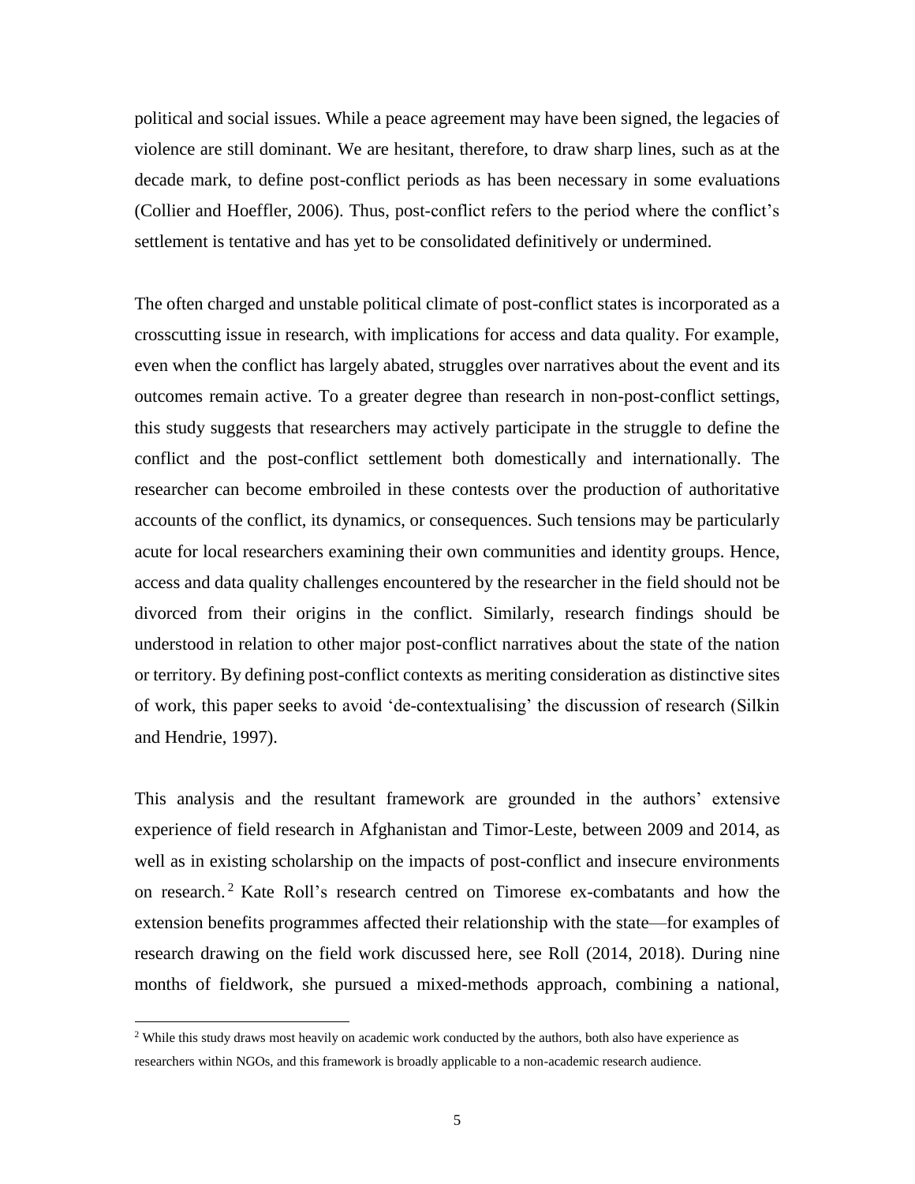political and social issues. While a peace agreement may have been signed, the legacies of violence are still dominant. We are hesitant, therefore, to draw sharp lines, such as at the decade mark, to define post-conflict periods as has been necessary in some evaluations (Collier and Hoeffler, 2006). Thus, post-conflict refers to the period where the conflict's settlement is tentative and has yet to be consolidated definitively or undermined.

The often charged and unstable political climate of post-conflict states is incorporated as a crosscutting issue in research, with implications for access and data quality. For example, even when the conflict has largely abated, struggles over narratives about the event and its outcomes remain active. To a greater degree than research in non-post-conflict settings, this study suggests that researchers may actively participate in the struggle to define the conflict and the post-conflict settlement both domestically and internationally. The researcher can become embroiled in these contests over the production of authoritative accounts of the conflict, its dynamics, or consequences. Such tensions may be particularly acute for local researchers examining their own communities and identity groups. Hence, access and data quality challenges encountered by the researcher in the field should not be divorced from their origins in the conflict. Similarly, research findings should be understood in relation to other major post-conflict narratives about the state of the nation or territory. By defining post-conflict contexts as meriting consideration as distinctive sites of work, this paper seeks to avoid 'de-contextualising' the discussion of research (Silkin and Hendrie, 1997).

This analysis and the resultant framework are grounded in the authors' extensive experience of field research in Afghanistan and Timor-Leste, between 2009 and 2014, as well as in existing scholarship on the impacts of post-conflict and insecure environments on research.[2] Kate Roll's research centred on Timorese ex-combatants and how the extension benefits programmes affected their relationship with the state—for examples of research drawing on the field work discussed here, see Roll (2014, 2018). During nine months of fieldwork, she pursued a mixed-methods approach, combining a national,

[2] While this study draws most heavily on academic work conducted by the authors, both also have experience as researchers within NGOs, and this framework is broadly applicable to a non-academic research audience.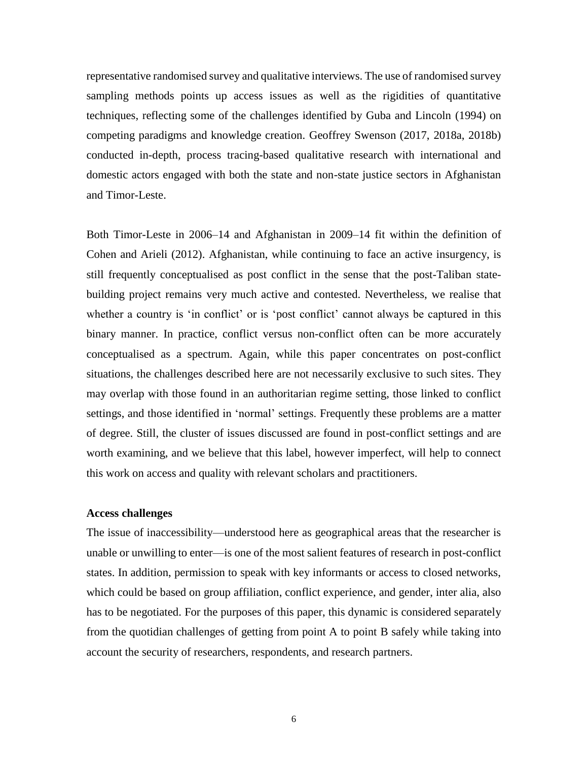representative randomised survey and qualitative interviews. The use of randomised survey sampling methods points up access issues as well as the rigidities of quantitative techniques, reflecting some of the challenges identified by Guba and Lincoln (1994) on competing paradigms and knowledge creation. Geoffrey Swenson (2017, 2018a, 2018b) conducted in-depth, process tracing-based qualitative research with international and domestic actors engaged with both the state and non-state justice sectors in Afghanistan and Timor-Leste.

Both Timor-Leste in 2006–14 and Afghanistan in 2009–14 fit within the definition of Cohen and Arieli (2012). Afghanistan, while continuing to face an active insurgency, is still frequently conceptualised as post conflict in the sense that the post-Taliban state-building project remains very much active and contested. Nevertheless, we realise that whether a country is 'in conflict' or is 'post conflict' cannot always be captured in this binary manner. In practice, conflict versus non-conflict often can be more accurately conceptualised as a spectrum. Again, while this paper concentrates on post-conflict situations, the challenges described here are not necessarily exclusive to such sites. They may overlap with those found in an authoritarian regime setting, those linked to conflict settings, and those identified in 'normal' settings. Frequently these problems are a matter of degree. Still, the cluster of issues discussed are found in post-conflict settings and are worth examining, and we believe that this label, however imperfect, will help to connect this work on access and quality with relevant scholars and practitioners.

**Access challenges**

The issue of inaccessibility—understood here as geographical areas that the researcher is unable or unwilling to enter—is one of the most salient features of research in post-conflict states. In addition, permission to speak with key informants or access to closed networks, which could be based on group affiliation, conflict experience, and gender, inter alia, also has to be negotiated. For the purposes of this paper, this dynamic is considered separately from the quotidian challenges of getting from point A to point B safely while taking into account the security of researchers, respondents, and research partners.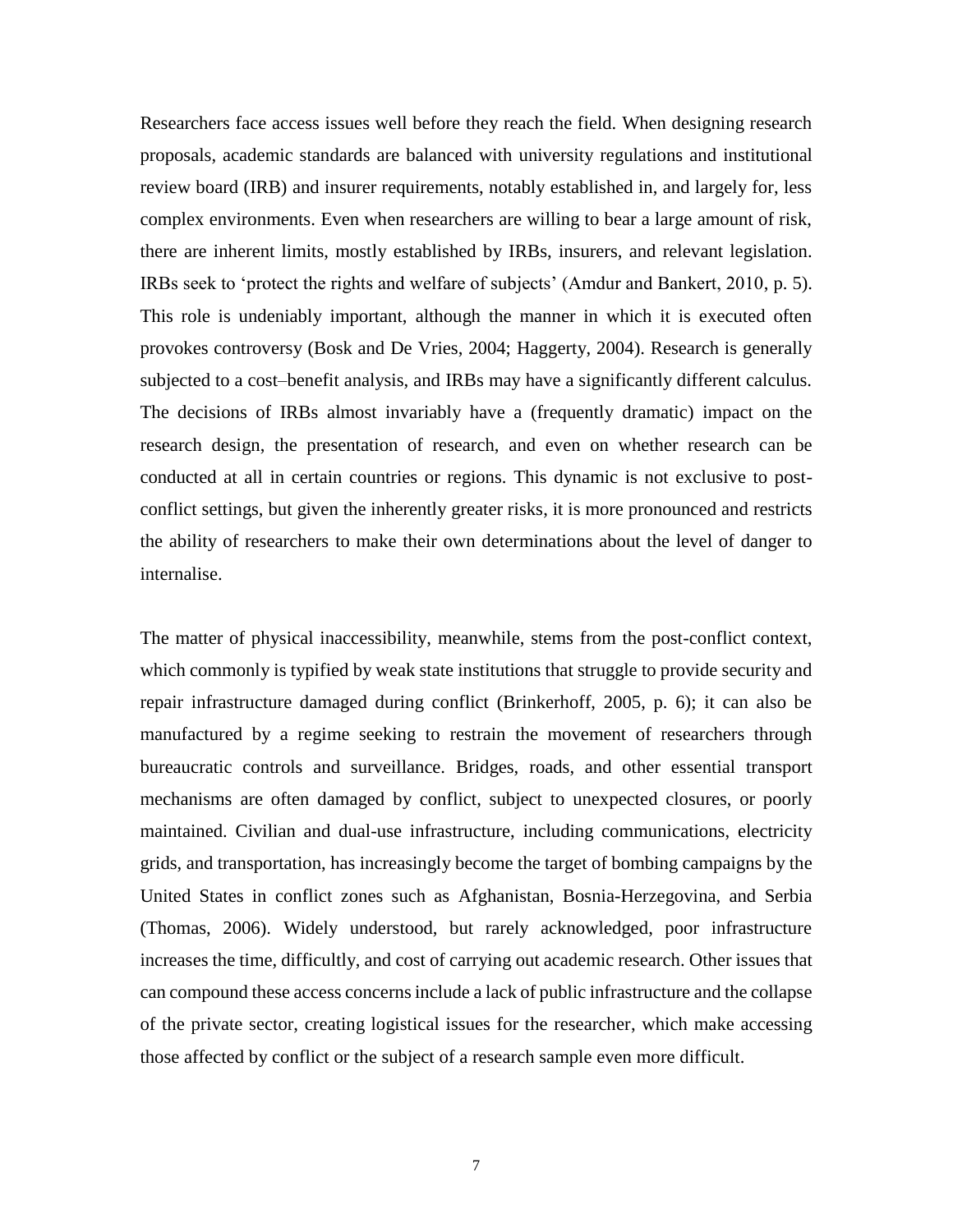Researchers face access issues well before they reach the field. When designing research proposals, academic standards are balanced with university regulations and institutional review board (IRB) and insurer requirements, notably established in, and largely for, less complex environments. Even when researchers are willing to bear a large amount of risk, there are inherent limits, mostly established by IRBs, insurers, and relevant legislation. IRBs seek to 'protect the rights and welfare of subjects' (Amdur and Bankert, 2010, p. 5). This role is undeniably important, although the manner in which it is executed often provokes controversy (Bosk and De Vries, 2004; Haggerty, 2004). Research is generally subjected to a cost–benefit analysis, and IRBs may have a significantly different calculus. The decisions of IRBs almost invariably have a (frequently dramatic) impact on the research design, the presentation of research, and even on whether research can be conducted at all in certain countries or regions. This dynamic is not exclusive to post-conflict settings, but given the inherently greater risks, it is more pronounced and restricts the ability of researchers to make their own determinations about the level of danger to internalise.

The matter of physical inaccessibility, meanwhile, stems from the post-conflict context, which commonly is typified by weak state institutions that struggle to provide security and repair infrastructure damaged during conflict (Brinkerhoff, 2005, p. 6); it can also be manufactured by a regime seeking to restrain the movement of researchers through bureaucratic controls and surveillance. Bridges, roads, and other essential transport mechanisms are often damaged by conflict, subject to unexpected closures, or poorly maintained. Civilian and dual-use infrastructure, including communications, electricity grids, and transportation, has increasingly become the target of bombing campaigns by the United States in conflict zones such as Afghanistan, Bosnia-Herzegovina, and Serbia (Thomas, 2006). Widely understood, but rarely acknowledged, poor infrastructure increases the time, difficultly, and cost of carrying out academic research. Other issues that can compound these access concerns include a lack of public infrastructure and the collapse of the private sector, creating logistical issues for the researcher, which make accessing those affected by conflict or the subject of a research sample even more difficult.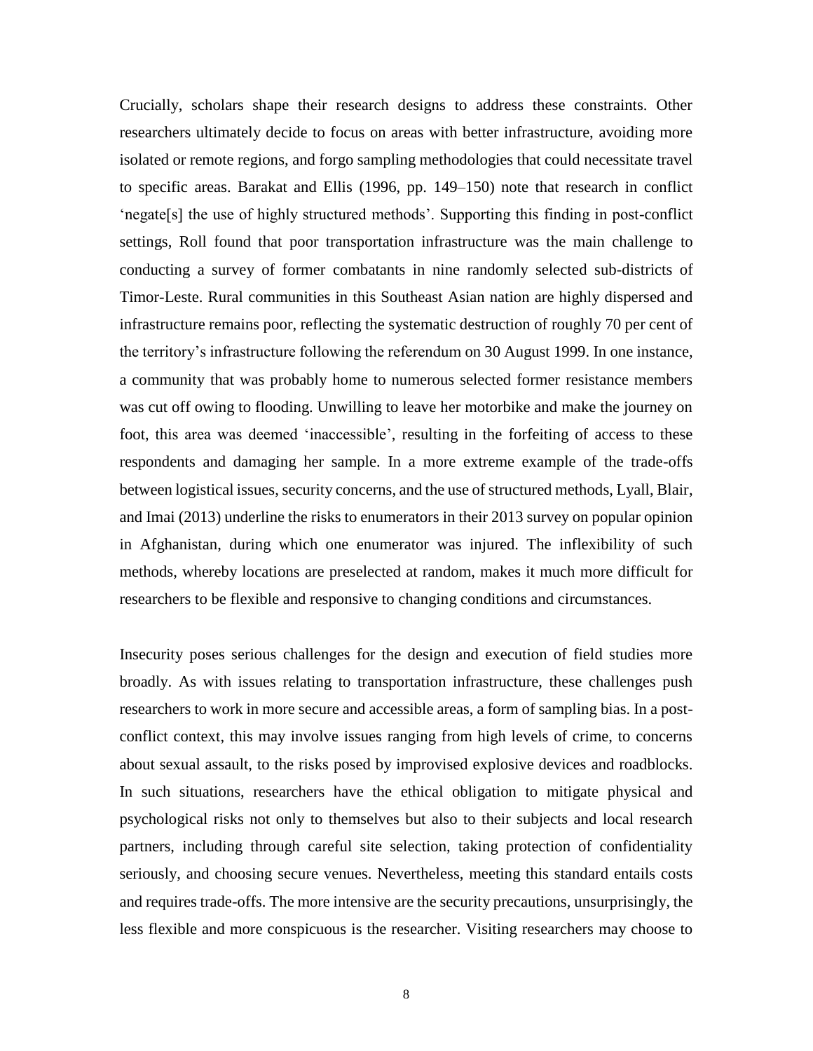Crucially, scholars shape their research designs to address these constraints. Other researchers ultimately decide to focus on areas with better infrastructure, avoiding more isolated or remote regions, and forgo sampling methodologies that could necessitate travel to specific areas. Barakat and Ellis (1996, pp. 149–150) note that research in conflict 'negate[s] the use of highly structured methods'. Supporting this finding in post-conflict settings, Roll found that poor transportation infrastructure was the main challenge to conducting a survey of former combatants in nine randomly selected sub-districts of Timor-Leste. Rural communities in this Southeast Asian nation are highly dispersed and infrastructure remains poor, reflecting the systematic destruction of roughly 70 per cent of the territory's infrastructure following the referendum on 30 August 1999. In one instance, a community that was probably home to numerous selected former resistance members was cut off owing to flooding. Unwilling to leave her motorbike and make the journey on foot, this area was deemed 'inaccessible', resulting in the forfeiting of access to these respondents and damaging her sample. In a more extreme example of the trade-offs between logistical issues, security concerns, and the use of structured methods, Lyall, Blair, and Imai (2013) underline the risks to enumerators in their 2013 survey on popular opinion in Afghanistan, during which one enumerator was injured. The inflexibility of such methods, whereby locations are preselected at random, makes it much more difficult for researchers to be flexible and responsive to changing conditions and circumstances.

Insecurity poses serious challenges for the design and execution of field studies more broadly. As with issues relating to transportation infrastructure, these challenges push researchers to work in more secure and accessible areas, a form of sampling bias. In a post-conflict context, this may involve issues ranging from high levels of crime, to concerns about sexual assault, to the risks posed by improvised explosive devices and roadblocks. In such situations, researchers have the ethical obligation to mitigate physical and psychological risks not only to themselves but also to their subjects and local research partners, including through careful site selection, taking protection of confidentiality seriously, and choosing secure venues. Nevertheless, meeting this standard entails costs and requires trade-offs. The more intensive are the security precautions, unsurprisingly, the less flexible and more conspicuous is the researcher. Visiting researchers may choose to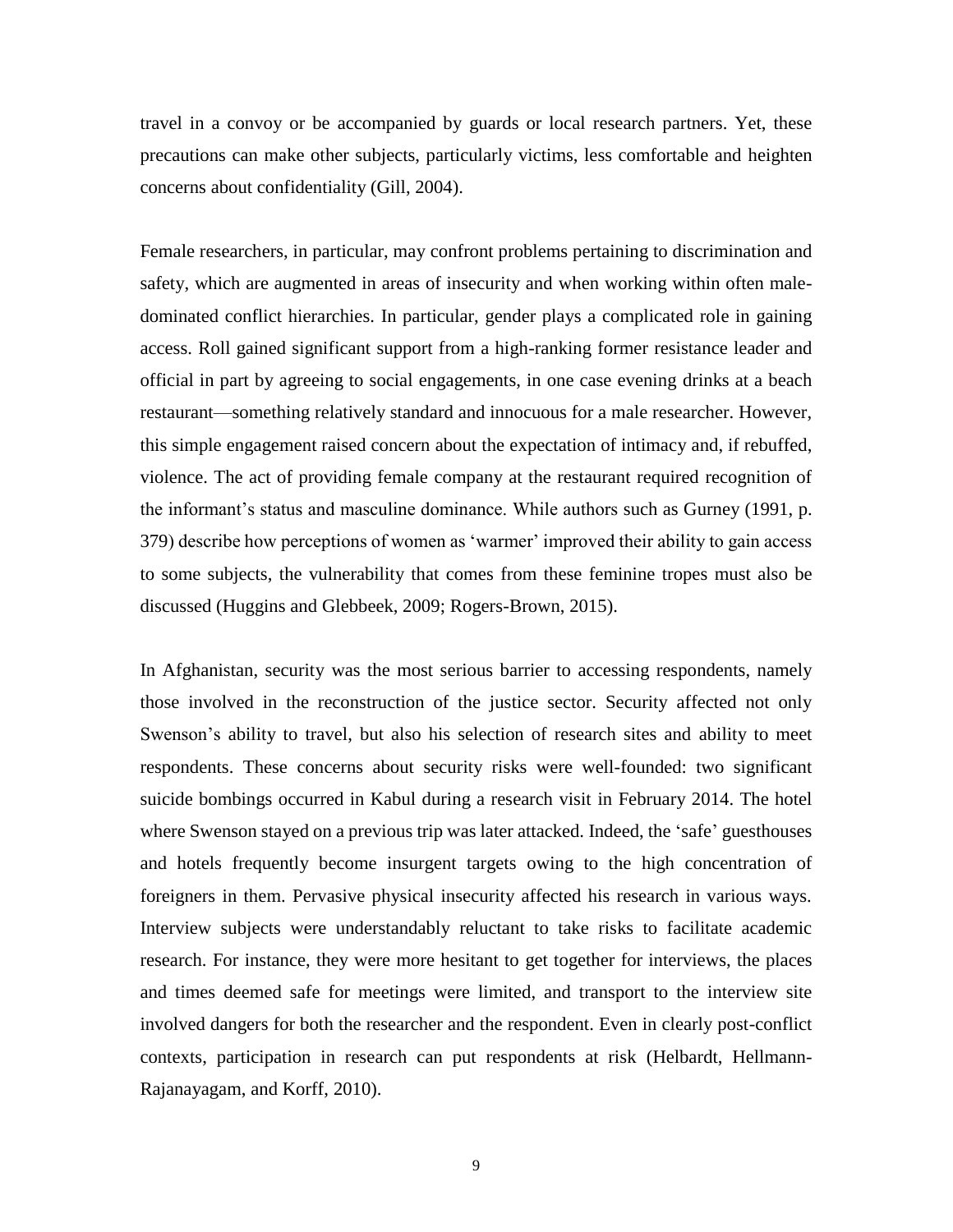travel in a convoy or be accompanied by guards or local research partners. Yet, these precautions can make other subjects, particularly victims, less comfortable and heighten concerns about confidentiality (Gill, 2004).

Female researchers, in particular, may confront problems pertaining to discrimination and safety, which are augmented in areas of insecurity and when working within often male-dominated conflict hierarchies. In particular, gender plays a complicated role in gaining access. Roll gained significant support from a high-ranking former resistance leader and official in part by agreeing to social engagements, in one case evening drinks at a beach restaurant—something relatively standard and innocuous for a male researcher. However, this simple engagement raised concern about the expectation of intimacy and, if rebuffed, violence. The act of providing female company at the restaurant required recognition of the informant's status and masculine dominance. While authors such as Gurney (1991, p. 379) describe how perceptions of women as 'warmer' improved their ability to gain access to some subjects, the vulnerability that comes from these feminine tropes must also be discussed (Huggins and Glebbeek, 2009; Rogers-Brown, 2015).

In Afghanistan, security was the most serious barrier to accessing respondents, namely those involved in the reconstruction of the justice sector. Security affected not only Swenson's ability to travel, but also his selection of research sites and ability to meet respondents. These concerns about security risks were well-founded: two significant suicide bombings occurred in Kabul during a research visit in February 2014. The hotel where Swenson stayed on a previous trip was later attacked. Indeed, the 'safe' guesthouses and hotels frequently become insurgent targets owing to the high concentration of foreigners in them. Pervasive physical insecurity affected his research in various ways. Interview subjects were understandably reluctant to take risks to facilitate academic research. For instance, they were more hesitant to get together for interviews, the places and times deemed safe for meetings were limited, and transport to the interview site involved dangers for both the researcher and the respondent. Even in clearly post-conflict contexts, participation in research can put respondents at risk (Helbardt, Hellmann-Rajanayagam, and Korff, 2010).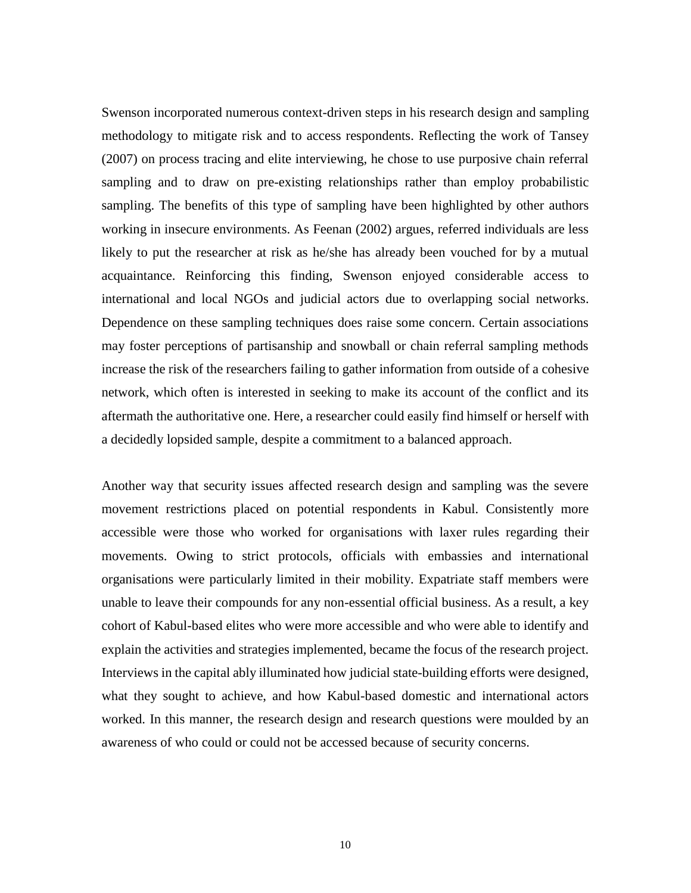Swenson incorporated numerous context-driven steps in his research design and sampling methodology to mitigate risk and to access respondents. Reflecting the work of Tansey (2007) on process tracing and elite interviewing, he chose to use purposive chain referral sampling and to draw on pre-existing relationships rather than employ probabilistic sampling. The benefits of this type of sampling have been highlighted by other authors working in insecure environments. As Feenan (2002) argues, referred individuals are less likely to put the researcher at risk as he/she has already been vouched for by a mutual acquaintance. Reinforcing this finding, Swenson enjoyed considerable access to international and local NGOs and judicial actors due to overlapping social networks. Dependence on these sampling techniques does raise some concern. Certain associations may foster perceptions of partisanship and snowball or chain referral sampling methods increase the risk of the researchers failing to gather information from outside of a cohesive network, which often is interested in seeking to make its account of the conflict and its aftermath the authoritative one. Here, a researcher could easily find himself or herself with a decidedly lopsided sample, despite a commitment to a balanced approach.

Another way that security issues affected research design and sampling was the severe movement restrictions placed on potential respondents in Kabul. Consistently more accessible were those who worked for organisations with laxer rules regarding their movements. Owing to strict protocols, officials with embassies and international organisations were particularly limited in their mobility. Expatriate staff members were unable to leave their compounds for any non-essential official business. As a result, a key cohort of Kabul-based elites who were more accessible and who were able to identify and explain the activities and strategies implemented, became the focus of the research project. Interviews in the capital ably illuminated how judicial state-building efforts were designed, what they sought to achieve, and how Kabul-based domestic and international actors worked. In this manner, the research design and research questions were moulded by an awareness of who could or could not be accessed because of security concerns.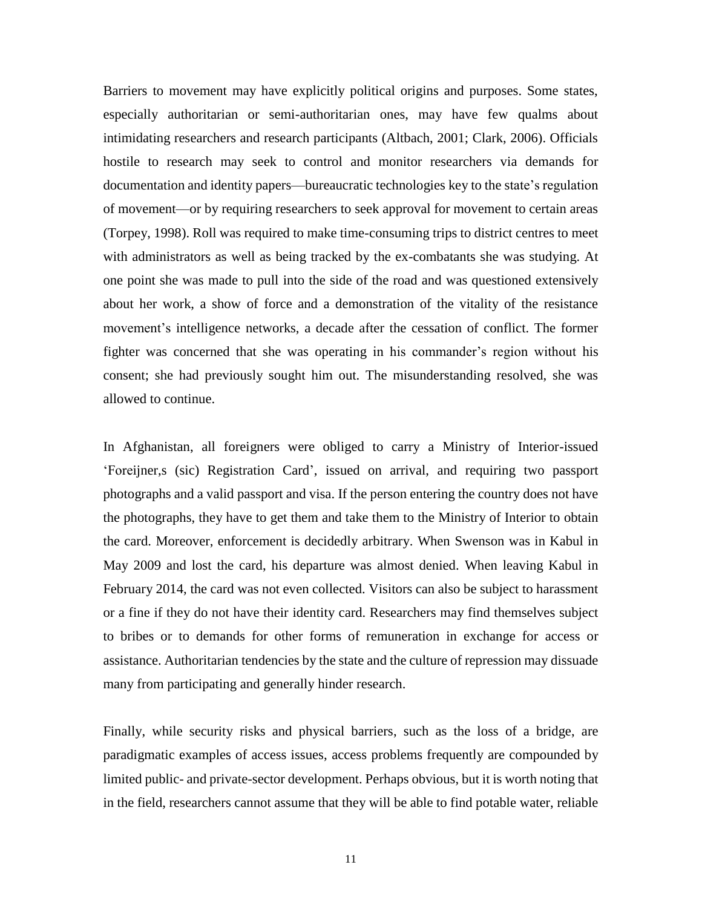Barriers to movement may have explicitly political origins and purposes. Some states, especially authoritarian or semi-authoritarian ones, may have few qualms about intimidating researchers and research participants (Altbach, 2001; Clark, 2006). Officials hostile to research may seek to control and monitor researchers via demands for documentation and identity papers—bureaucratic technologies key to the state's regulation of movement—or by requiring researchers to seek approval for movement to certain areas (Torpey, 1998). Roll was required to make time-consuming trips to district centres to meet with administrators as well as being tracked by the ex-combatants she was studying. At one point she was made to pull into the side of the road and was questioned extensively about her work, a show of force and a demonstration of the vitality of the resistance movement's intelligence networks, a decade after the cessation of conflict. The former fighter was concerned that she was operating in his commander's region without his consent; she had previously sought him out. The misunderstanding resolved, she was allowed to continue.

In Afghanistan, all foreigners were obliged to carry a Ministry of Interior-issued 'Foreijner,s (sic) Registration Card', issued on arrival, and requiring two passport photographs and a valid passport and visa. If the person entering the country does not have the photographs, they have to get them and take them to the Ministry of Interior to obtain the card. Moreover, enforcement is decidedly arbitrary. When Swenson was in Kabul in May 2009 and lost the card, his departure was almost denied. When leaving Kabul in February 2014, the card was not even collected. Visitors can also be subject to harassment or a fine if they do not have their identity card. Researchers may find themselves subject to bribes or to demands for other forms of remuneration in exchange for access or assistance. Authoritarian tendencies by the state and the culture of repression may dissuade many from participating and generally hinder research.

Finally, while security risks and physical barriers, such as the loss of a bridge, are paradigmatic examples of access issues, access problems frequently are compounded by limited public- and private-sector development. Perhaps obvious, but it is worth noting that in the field, researchers cannot assume that they will be able to find potable water, reliable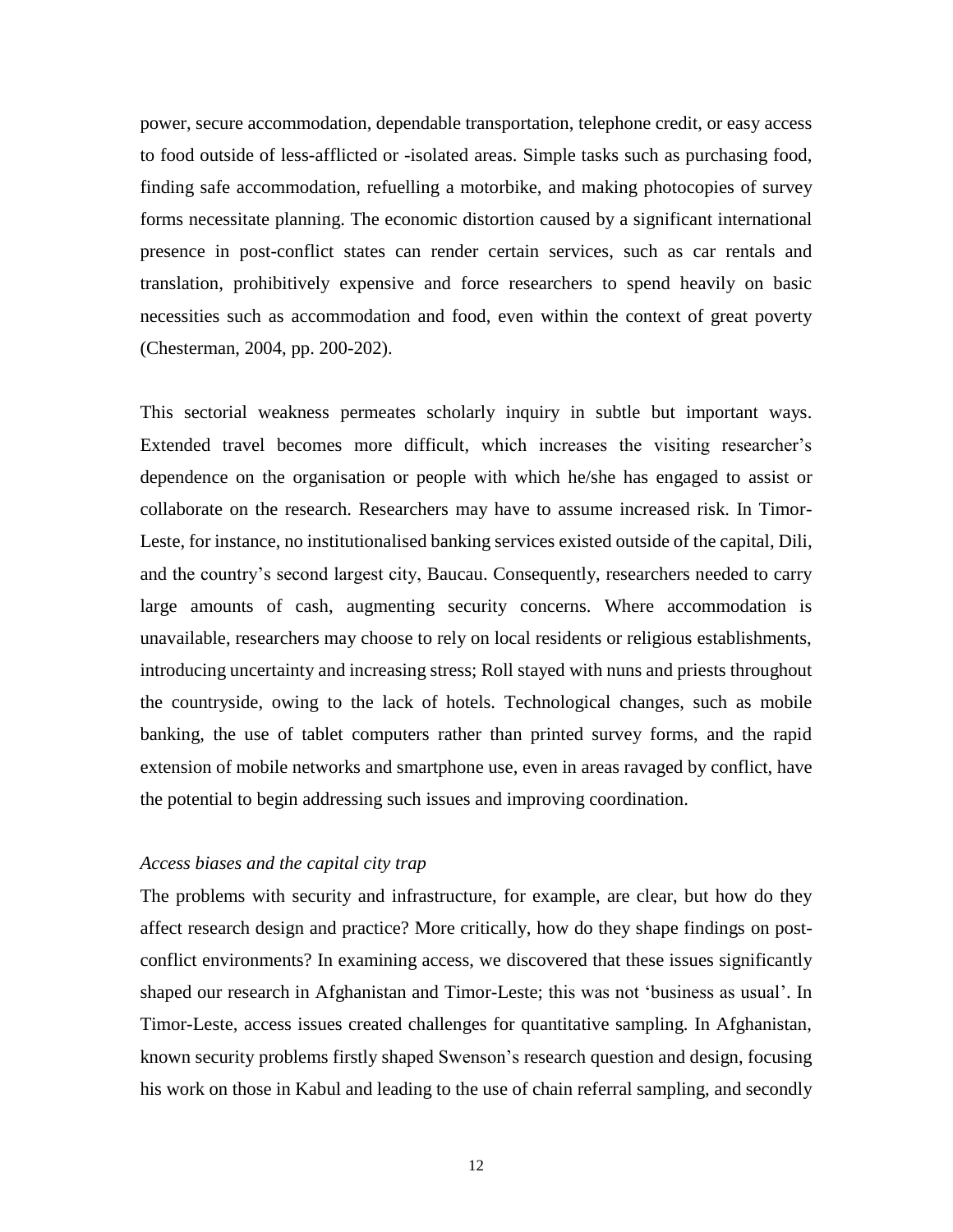power, secure accommodation, dependable transportation, telephone credit, or easy access to food outside of less-afflicted or -isolated areas. Simple tasks such as purchasing food, finding safe accommodation, refuelling a motorbike, and making photocopies of survey forms necessitate planning. The economic distortion caused by a significant international presence in post-conflict states can render certain services, such as car rentals and translation, prohibitively expensive and force researchers to spend heavily on basic necessities such as accommodation and food, even within the context of great poverty (Chesterman, 2004, pp. 200-202).

This sectorial weakness permeates scholarly inquiry in subtle but important ways. Extended travel becomes more difficult, which increases the visiting researcher's dependence on the organisation or people with which he/she has engaged to assist or collaborate on the research. Researchers may have to assume increased risk. In Timor-Leste, for instance, no institutionalised banking services existed outside of the capital, Dili, and the country's second largest city, Baucau. Consequently, researchers needed to carry large amounts of cash, augmenting security concerns. Where accommodation is unavailable, researchers may choose to rely on local residents or religious establishments, introducing uncertainty and increasing stress; Roll stayed with nuns and priests throughout the countryside, owing to the lack of hotels. Technological changes, such as mobile banking, the use of tablet computers rather than printed survey forms, and the rapid extension of mobile networks and smartphone use, even in areas ravaged by conflict, have the potential to begin addressing such issues and improving coordination.

*Access biases and the capital city trap*

The problems with security and infrastructure, for example, are clear, but how do they affect research design and practice? More critically, how do they shape findings on post-conflict environments? In examining access, we discovered that these issues significantly shaped our research in Afghanistan and Timor-Leste; this was not 'business as usual'. In Timor-Leste, access issues created challenges for quantitative sampling. In Afghanistan, known security problems firstly shaped Swenson's research question and design, focusing his work on those in Kabul and leading to the use of chain referral sampling, and secondly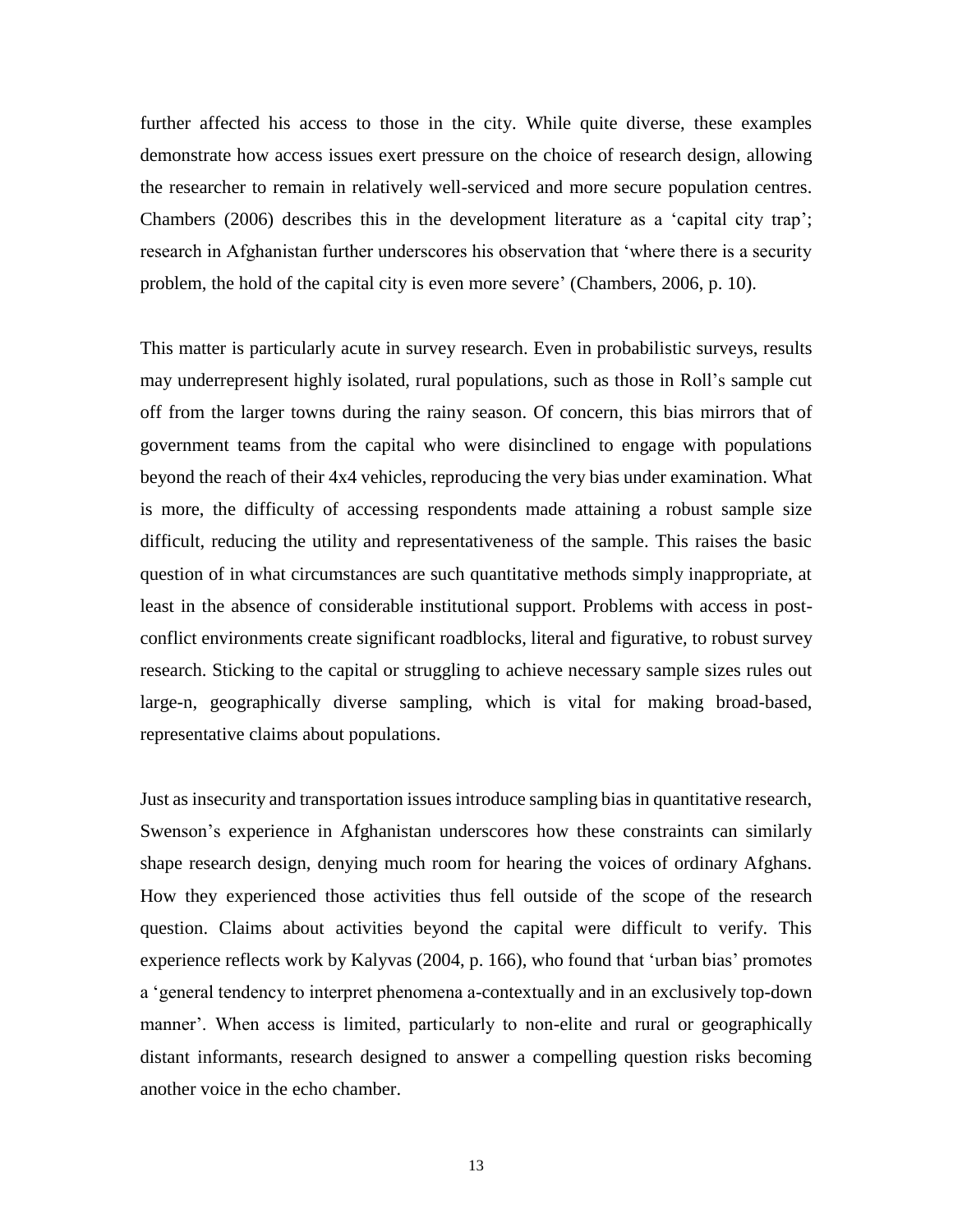further affected his access to those in the city. While quite diverse, these examples demonstrate how access issues exert pressure on the choice of research design, allowing the researcher to remain in relatively well-serviced and more secure population centres. Chambers (2006) describes this in the development literature as a 'capital city trap'; research in Afghanistan further underscores his observation that 'where there is a security problem, the hold of the capital city is even more severe' (Chambers, 2006, p. 10).

This matter is particularly acute in survey research. Even in probabilistic surveys, results may underrepresent highly isolated, rural populations, such as those in Roll's sample cut off from the larger towns during the rainy season. Of concern, this bias mirrors that of government teams from the capital who were disinclined to engage with populations beyond the reach of their 4x4 vehicles, reproducing the very bias under examination. What is more, the difficulty of accessing respondents made attaining a robust sample size difficult, reducing the utility and representativeness of the sample. This raises the basic question of in what circumstances are such quantitative methods simply inappropriate, at least in the absence of considerable institutional support. Problems with access in post-conflict environments create significant roadblocks, literal and figurative, to robust survey research. Sticking to the capital or struggling to achieve necessary sample sizes rules out large-n, geographically diverse sampling, which is vital for making broad-based, representative claims about populations.

Just as insecurity and transportation issues introduce sampling bias in quantitative research, Swenson's experience in Afghanistan underscores how these constraints can similarly shape research design, denying much room for hearing the voices of ordinary Afghans. How they experienced those activities thus fell outside of the scope of the research question. Claims about activities beyond the capital were difficult to verify. This experience reflects work by Kalyvas (2004, p. 166), who found that 'urban bias' promotes a 'general tendency to interpret phenomena a-contextually and in an exclusively top-down manner'. When access is limited, particularly to non-elite and rural or geographically distant informants, research designed to answer a compelling question risks becoming another voice in the echo chamber.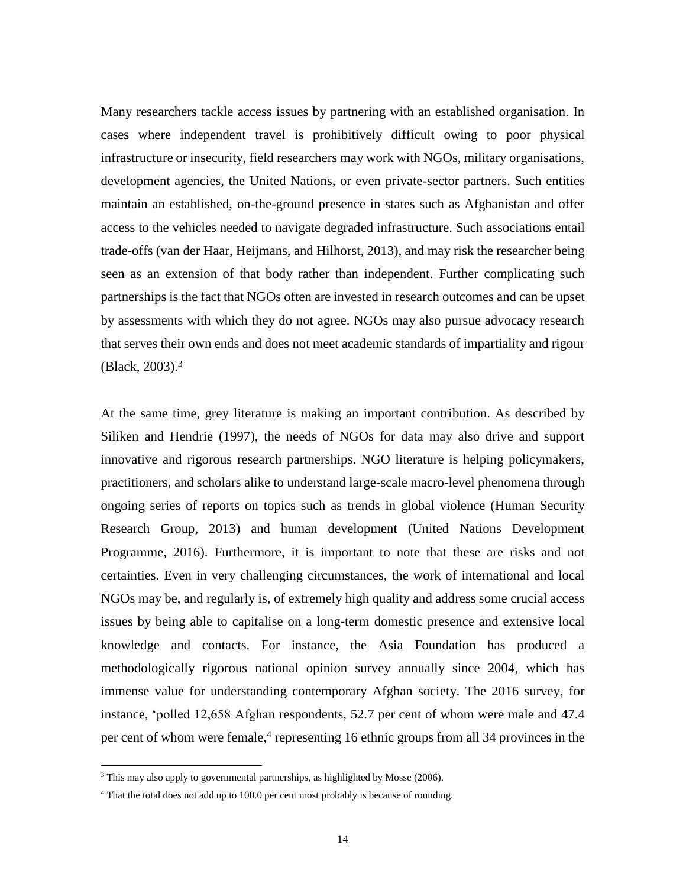Many researchers tackle access issues by partnering with an established organisation. In cases where independent travel is prohibitively difficult owing to poor physical infrastructure or insecurity, field researchers may work with NGOs, military organisations, development agencies, the United Nations, or even private-sector partners. Such entities maintain an established, on-the-ground presence in states such as Afghanistan and offer access to the vehicles needed to navigate degraded infrastructure. Such associations entail trade-offs (van der Haar, Heijmans, and Hilhorst, 2013), and may risk the researcher being seen as an extension of that body rather than independent. Further complicating such partnerships is the fact that NGOs often are invested in research outcomes and can be upset by assessments with which they do not agree. NGOs may also pursue advocacy research that serves their own ends and does not meet academic standards of impartiality and rigour (Black, 2003).[3]

At the same time, grey literature is making an important contribution. As described by Siliken and Hendrie (1997), the needs of NGOs for data may also drive and support innovative and rigorous research partnerships. NGO literature is helping policymakers, practitioners, and scholars alike to understand large-scale macro-level phenomena through ongoing series of reports on topics such as trends in global violence (Human Security Research Group, 2013) and human development (United Nations Development Programme, 2016). Furthermore, it is important to note that these are risks and not certainties. Even in very challenging circumstances, the work of international and local NGOs may be, and regularly is, of extremely high quality and address some crucial access issues by being able to capitalise on a long-term domestic presence and extensive local knowledge and contacts. For instance, the Asia Foundation has produced a methodologically rigorous national opinion survey annually since 2004, which has immense value for understanding contemporary Afghan society. The 2016 survey, for instance, 'polled 12,658 Afghan respondents, 52.7 per cent of whom were male and 47.4 per cent of whom were female,[4] representing 16 ethnic groups from all 34 provinces in the

---

[3] This may also apply to governmental partnerships, as highlighted by Mosse (2006).

[4] That the total does not add up to 100.0 per cent most probably is because of rounding.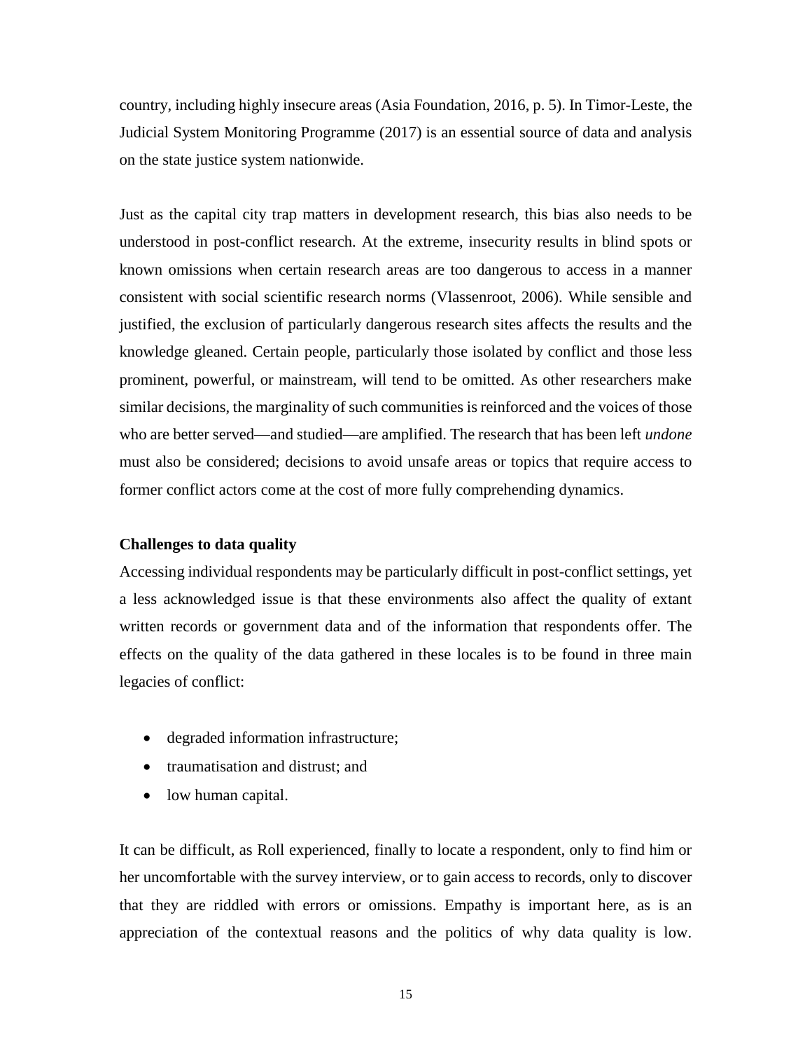country, including highly insecure areas (Asia Foundation, 2016, p. 5). In Timor-Leste, the Judicial System Monitoring Programme (2017) is an essential source of data and analysis on the state justice system nationwide.

Just as the capital city trap matters in development research, this bias also needs to be understood in post-conflict research. At the extreme, insecurity results in blind spots or known omissions when certain research areas are too dangerous to access in a manner consistent with social scientific research norms (Vlassenroot, 2006). While sensible and justified, the exclusion of particularly dangerous research sites affects the results and the knowledge gleaned. Certain people, particularly those isolated by conflict and those less prominent, powerful, or mainstream, will tend to be omitted. As other researchers make similar decisions, the marginality of such communities is reinforced and the voices of those who are better served—and studied—are amplified. The research that has been left *undone* must also be considered; decisions to avoid unsafe areas or topics that require access to former conflict actors come at the cost of more fully comprehending dynamics.

**Challenges to data quality**

Accessing individual respondents may be particularly difficult in post-conflict settings, yet a less acknowledged issue is that these environments also affect the quality of extant written records or government data and of the information that respondents offer. The effects on the quality of the data gathered in these locales is to be found in three main legacies of conflict:

- degraded information infrastructure;
- traumatisation and distrust; and
- low human capital.

It can be difficult, as Roll experienced, finally to locate a respondent, only to find him or her uncomfortable with the survey interview, or to gain access to records, only to discover that they are riddled with errors or omissions. Empathy is important here, as is an appreciation of the contextual reasons and the politics of why data quality is low.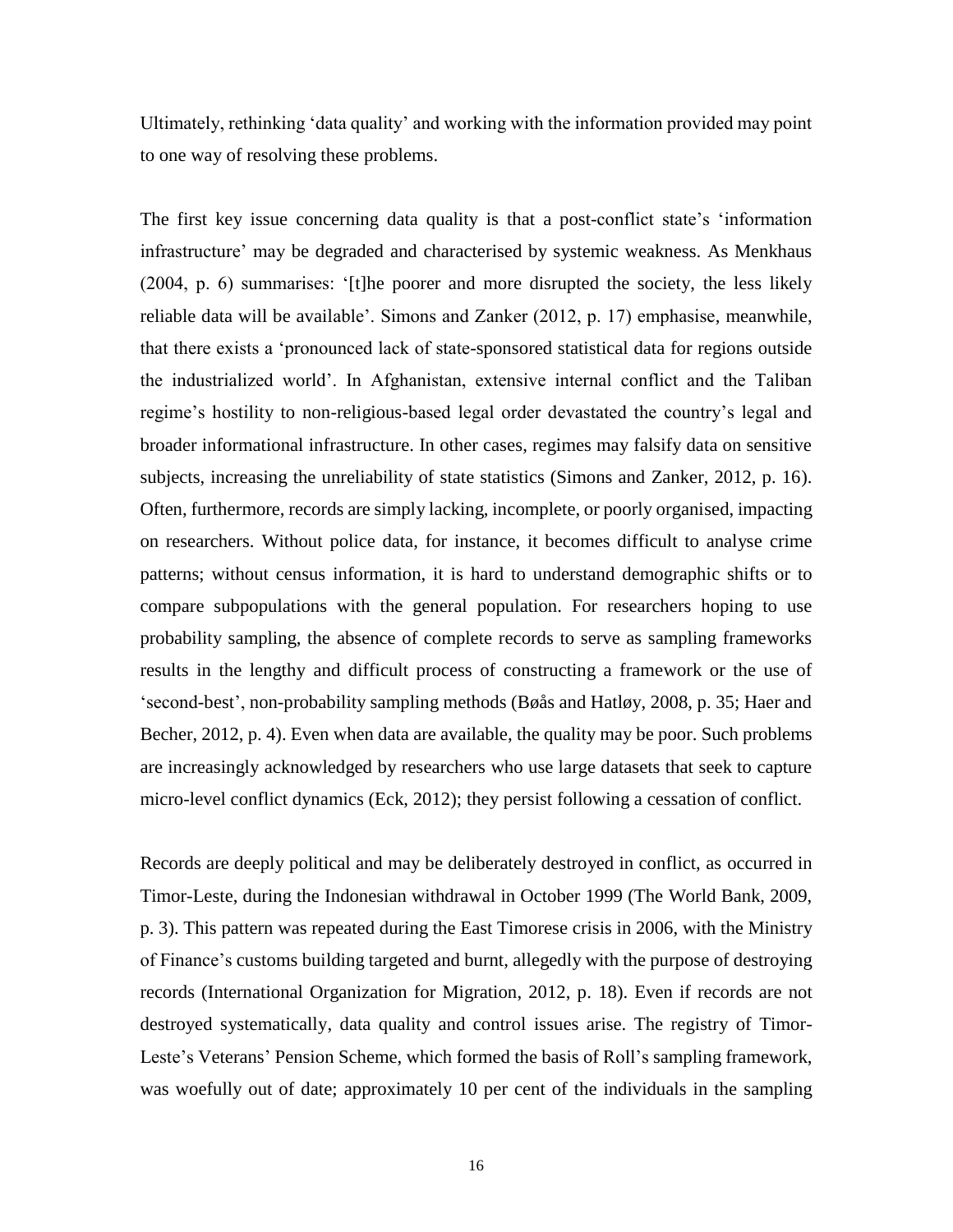Ultimately, rethinking 'data quality' and working with the information provided may point to one way of resolving these problems.

The first key issue concerning data quality is that a post-conflict state's 'information infrastructure' may be degraded and characterised by systemic weakness. As Menkhaus (2004, p. 6) summarises: '[t]he poorer and more disrupted the society, the less likely reliable data will be available'. Simons and Zanker (2012, p. 17) emphasise, meanwhile, that there exists a 'pronounced lack of state-sponsored statistical data for regions outside the industrialized world'. In Afghanistan, extensive internal conflict and the Taliban regime's hostility to non-religious-based legal order devastated the country's legal and broader informational infrastructure. In other cases, regimes may falsify data on sensitive subjects, increasing the unreliability of state statistics (Simons and Zanker, 2012, p. 16). Often, furthermore, records are simply lacking, incomplete, or poorly organised, impacting on researchers. Without police data, for instance, it becomes difficult to analyse crime patterns; without census information, it is hard to understand demographic shifts or to compare subpopulations with the general population. For researchers hoping to use probability sampling, the absence of complete records to serve as sampling frameworks results in the lengthy and difficult process of constructing a framework or the use of 'second-best', non-probability sampling methods (Bøås and Hatløy, 2008, p. 35; Haer and Becher, 2012, p. 4). Even when data are available, the quality may be poor. Such problems are increasingly acknowledged by researchers who use large datasets that seek to capture micro-level conflict dynamics (Eck, 2012); they persist following a cessation of conflict.

Records are deeply political and may be deliberately destroyed in conflict, as occurred in Timor-Leste, during the Indonesian withdrawal in October 1999 (The World Bank, 2009, p. 3). This pattern was repeated during the East Timorese crisis in 2006, with the Ministry of Finance's customs building targeted and burnt, allegedly with the purpose of destroying records (International Organization for Migration, 2012, p. 18). Even if records are not destroyed systematically, data quality and control issues arise. The registry of Timor-Leste's Veterans' Pension Scheme, which formed the basis of Roll's sampling framework, was woefully out of date; approximately 10 per cent of the individuals in the sampling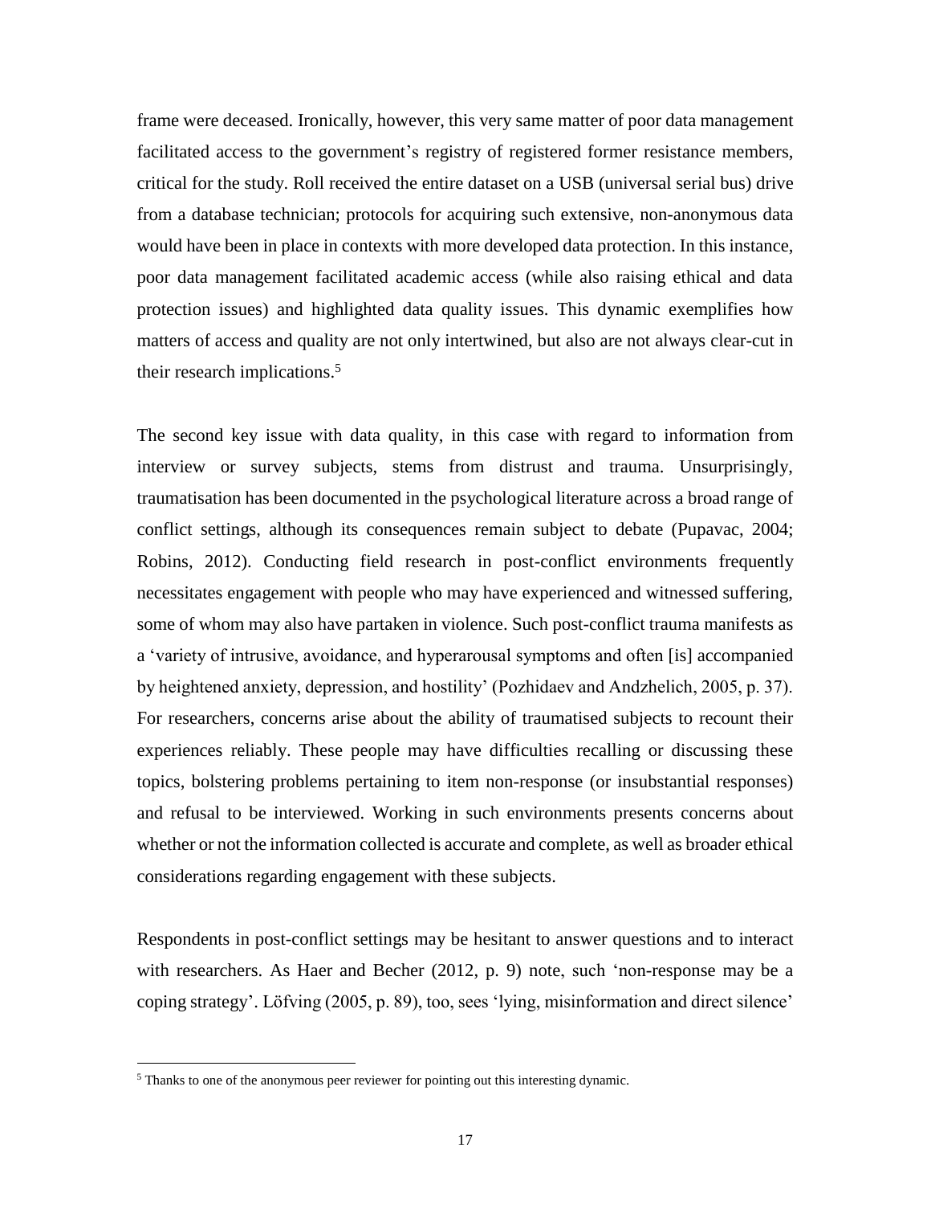frame were deceased. Ironically, however, this very same matter of poor data management facilitated access to the government's registry of registered former resistance members, critical for the study. Roll received the entire dataset on a USB (universal serial bus) drive from a database technician; protocols for acquiring such extensive, non-anonymous data would have been in place in contexts with more developed data protection. In this instance, poor data management facilitated academic access (while also raising ethical and data protection issues) and highlighted data quality issues. This dynamic exemplifies how matters of access and quality are not only intertwined, but also are not always clear-cut in their research implications.[5]

The second key issue with data quality, in this case with regard to information from interview or survey subjects, stems from distrust and trauma. Unsurprisingly, traumatisation has been documented in the psychological literature across a broad range of conflict settings, although its consequences remain subject to debate (Pupavac, 2004; Robins, 2012). Conducting field research in post-conflict environments frequently necessitates engagement with people who may have experienced and witnessed suffering, some of whom may also have partaken in violence. Such post-conflict trauma manifests as a 'variety of intrusive, avoidance, and hyperarousal symptoms and often [is] accompanied by heightened anxiety, depression, and hostility' (Pozhidaev and Andzhelich, 2005, p. 37). For researchers, concerns arise about the ability of traumatised subjects to recount their experiences reliably. These people may have difficulties recalling or discussing these topics, bolstering problems pertaining to item non-response (or insubstantial responses) and refusal to be interviewed. Working in such environments presents concerns about whether or not the information collected is accurate and complete, as well as broader ethical considerations regarding engagement with these subjects.

Respondents in post-conflict settings may be hesitant to answer questions and to interact with researchers. As Haer and Becher (2012, p. 9) note, such 'non-response may be a coping strategy'. Löfving (2005, p. 89), too, sees 'lying, misinformation and direct silence'

---

[5] Thanks to one of the anonymous peer reviewer for pointing out this interesting dynamic.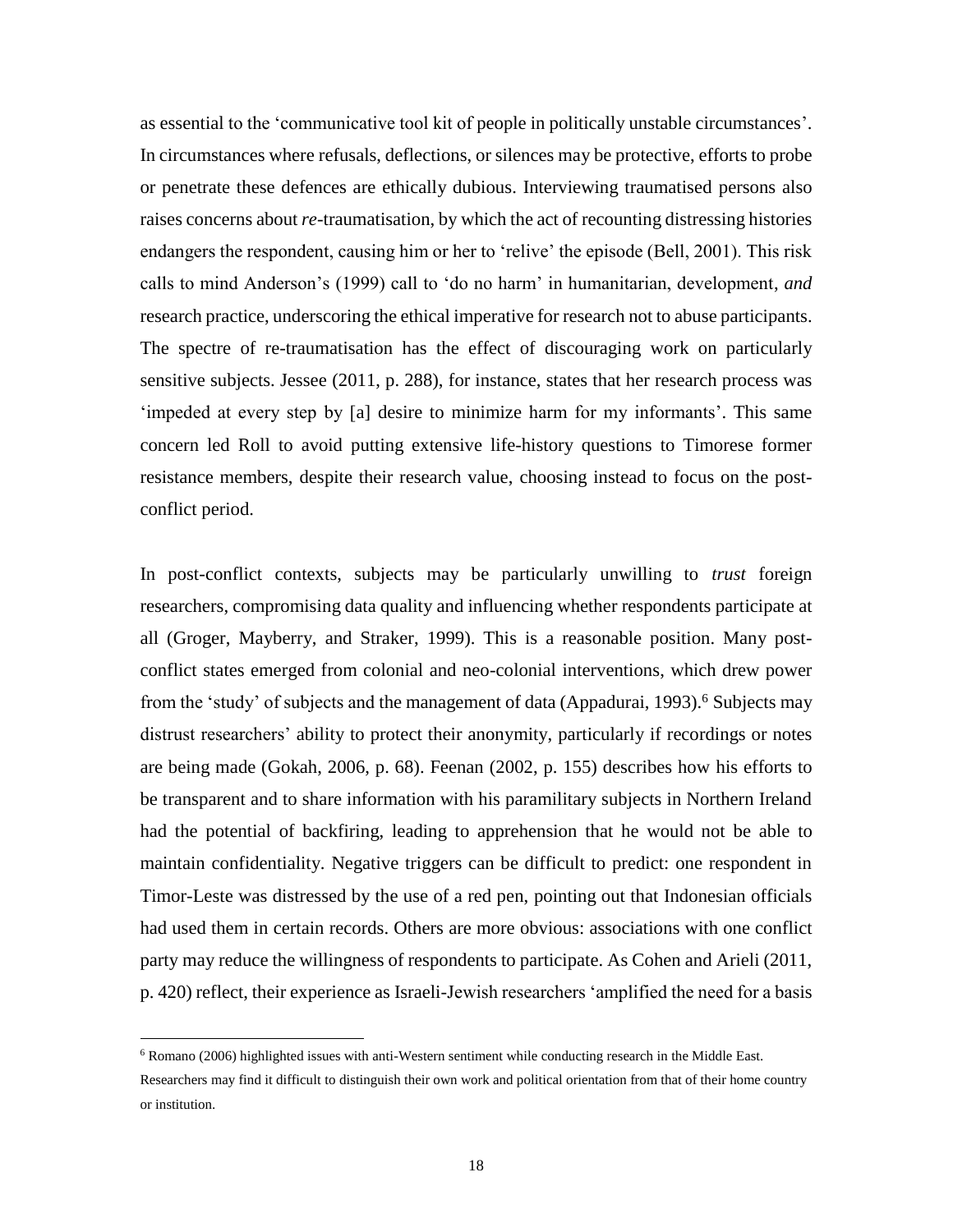as essential to the 'communicative tool kit of people in politically unstable circumstances'. In circumstances where refusals, deflections, or silences may be protective, efforts to probe or penetrate these defences are ethically dubious. Interviewing traumatised persons also raises concerns about *re*-traumatisation, by which the act of recounting distressing histories endangers the respondent, causing him or her to 'relive' the episode (Bell, 2001). This risk calls to mind Anderson's (1999) call to 'do no harm' in humanitarian, development, *and* research practice, underscoring the ethical imperative for research not to abuse participants. The spectre of re-traumatisation has the effect of discouraging work on particularly sensitive subjects. Jessee (2011, p. 288), for instance, states that her research process was 'impeded at every step by [a] desire to minimize harm for my informants'. This same concern led Roll to avoid putting extensive life-history questions to Timorese former resistance members, despite their research value, choosing instead to focus on the post-conflict period.

In post-conflict contexts, subjects may be particularly unwilling to *trust* foreign researchers, compromising data quality and influencing whether respondents participate at all (Groger, Mayberry, and Straker, 1999). This is a reasonable position. Many post-conflict states emerged from colonial and neo-colonial interventions, which drew power from the 'study' of subjects and the management of data (Appadurai, 1993).[6] Subjects may distrust researchers' ability to protect their anonymity, particularly if recordings or notes are being made (Gokah, 2006, p. 68). Feenan (2002, p. 155) describes how his efforts to be transparent and to share information with his paramilitary subjects in Northern Ireland had the potential of backfiring, leading to apprehension that he would not be able to maintain confidentiality. Negative triggers can be difficult to predict: one respondent in Timor-Leste was distressed by the use of a red pen, pointing out that Indonesian officials had used them in certain records. Others are more obvious: associations with one conflict party may reduce the willingness of respondents to participate. As Cohen and Arieli (2011, p. 420) reflect, their experience as Israeli-Jewish researchers 'amplified the need for a basis

[6] Romano (2006) highlighted issues with anti-Western sentiment while conducting research in the Middle East. Researchers may find it difficult to distinguish their own work and political orientation from that of their home country or institution.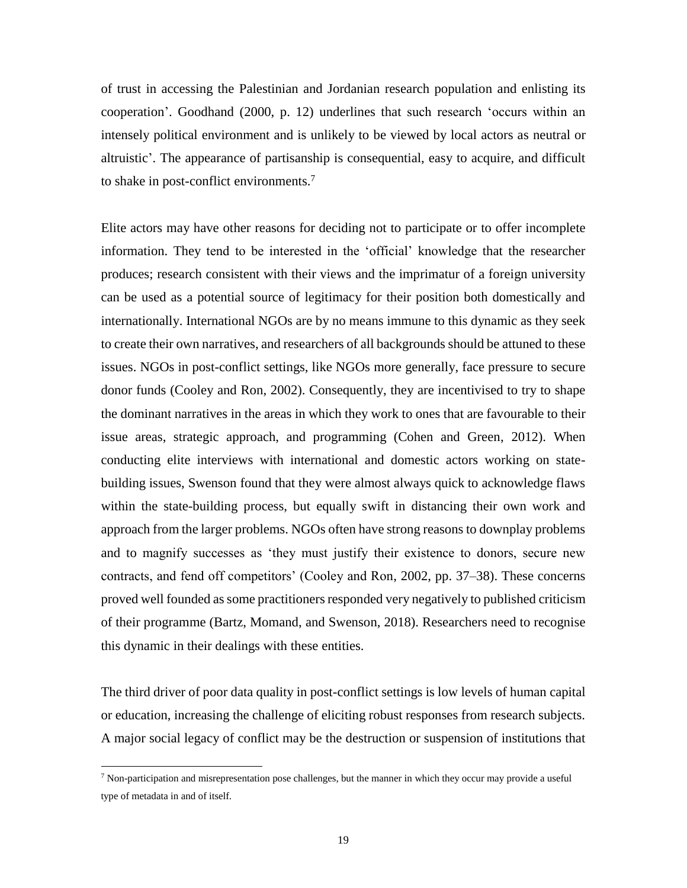of trust in accessing the Palestinian and Jordanian research population and enlisting its cooperation'. Goodhand (2000, p. 12) underlines that such research 'occurs within an intensely political environment and is unlikely to be viewed by local actors as neutral or altruistic'. The appearance of partisanship is consequential, easy to acquire, and difficult to shake in post-conflict environments.[7]

Elite actors may have other reasons for deciding not to participate or to offer incomplete information. They tend to be interested in the 'official' knowledge that the researcher produces; research consistent with their views and the imprimatur of a foreign university can be used as a potential source of legitimacy for their position both domestically and internationally. International NGOs are by no means immune to this dynamic as they seek to create their own narratives, and researchers of all backgrounds should be attuned to these issues. NGOs in post-conflict settings, like NGOs more generally, face pressure to secure donor funds (Cooley and Ron, 2002). Consequently, they are incentivised to try to shape the dominant narratives in the areas in which they work to ones that are favourable to their issue areas, strategic approach, and programming (Cohen and Green, 2012). When conducting elite interviews with international and domestic actors working on state-building issues, Swenson found that they were almost always quick to acknowledge flaws within the state-building process, but equally swift in distancing their own work and approach from the larger problems. NGOs often have strong reasons to downplay problems and to magnify successes as 'they must justify their existence to donors, secure new contracts, and fend off competitors' (Cooley and Ron, 2002, pp. 37–38). These concerns proved well founded as some practitioners responded very negatively to published criticism of their programme (Bartz, Momand, and Swenson, 2018). Researchers need to recognise this dynamic in their dealings with these entities.

The third driver of poor data quality in post-conflict settings is low levels of human capital or education, increasing the challenge of eliciting robust responses from research subjects. A major social legacy of conflict may be the destruction or suspension of institutions that

[7] Non-participation and misrepresentation pose challenges, but the manner in which they occur may provide a useful type of metadata in and of itself.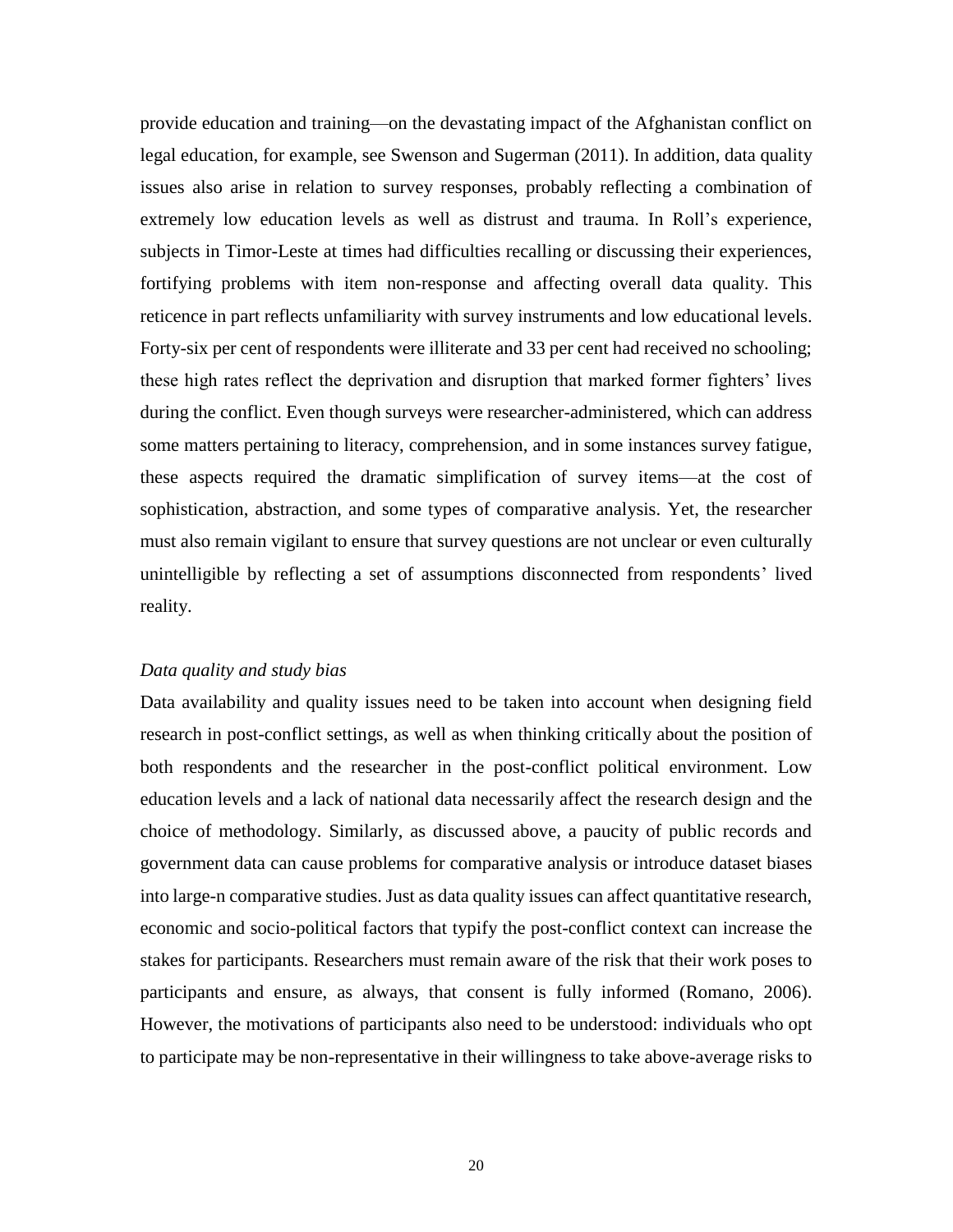provide education and training—on the devastating impact of the Afghanistan conflict on legal education, for example, see Swenson and Sugerman (2011). In addition, data quality issues also arise in relation to survey responses, probably reflecting a combination of extremely low education levels as well as distrust and trauma. In Roll's experience, subjects in Timor-Leste at times had difficulties recalling or discussing their experiences, fortifying problems with item non-response and affecting overall data quality. This reticence in part reflects unfamiliarity with survey instruments and low educational levels. Forty-six per cent of respondents were illiterate and 33 per cent had received no schooling; these high rates reflect the deprivation and disruption that marked former fighters' lives during the conflict. Even though surveys were researcher-administered, which can address some matters pertaining to literacy, comprehension, and in some instances survey fatigue, these aspects required the dramatic simplification of survey items—at the cost of sophistication, abstraction, and some types of comparative analysis. Yet, the researcher must also remain vigilant to ensure that survey questions are not unclear or even culturally unintelligible by reflecting a set of assumptions disconnected from respondents' lived reality.

*Data quality and study bias*

Data availability and quality issues need to be taken into account when designing field research in post-conflict settings, as well as when thinking critically about the position of both respondents and the researcher in the post-conflict political environment. Low education levels and a lack of national data necessarily affect the research design and the choice of methodology. Similarly, as discussed above, a paucity of public records and government data can cause problems for comparative analysis or introduce dataset biases into large-n comparative studies. Just as data quality issues can affect quantitative research, economic and socio-political factors that typify the post-conflict context can increase the stakes for participants. Researchers must remain aware of the risk that their work poses to participants and ensure, as always, that consent is fully informed (Romano, 2006). However, the motivations of participants also need to be understood: individuals who opt to participate may be non-representative in their willingness to take above-average risks to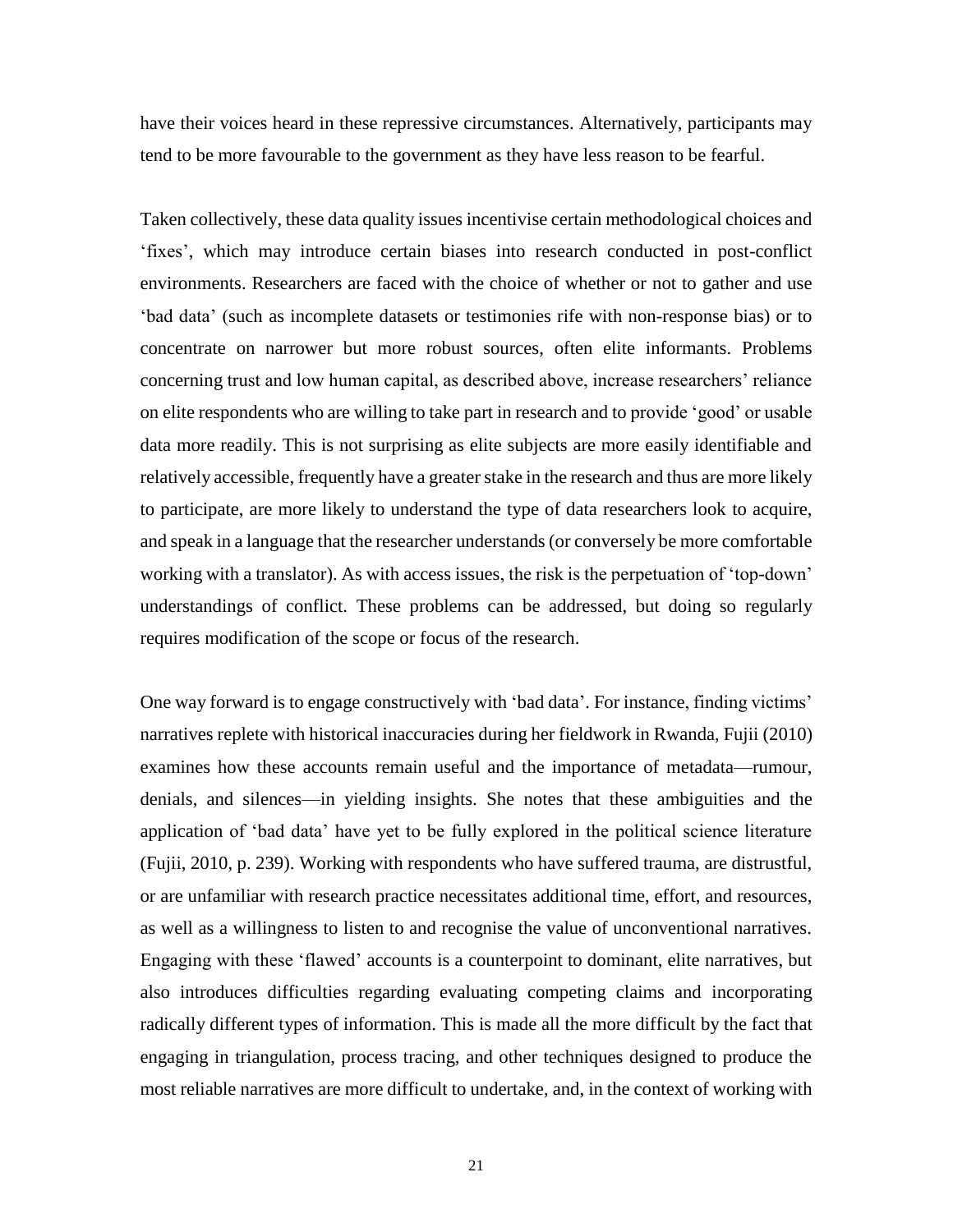have their voices heard in these repressive circumstances. Alternatively, participants may tend to be more favourable to the government as they have less reason to be fearful.

Taken collectively, these data quality issues incentivise certain methodological choices and 'fixes', which may introduce certain biases into research conducted in post-conflict environments. Researchers are faced with the choice of whether or not to gather and use 'bad data' (such as incomplete datasets or testimonies rife with non-response bias) or to concentrate on narrower but more robust sources, often elite informants. Problems concerning trust and low human capital, as described above, increase researchers' reliance on elite respondents who are willing to take part in research and to provide 'good' or usable data more readily. This is not surprising as elite subjects are more easily identifiable and relatively accessible, frequently have a greater stake in the research and thus are more likely to participate, are more likely to understand the type of data researchers look to acquire, and speak in a language that the researcher understands (or conversely be more comfortable working with a translator). As with access issues, the risk is the perpetuation of 'top-down' understandings of conflict. These problems can be addressed, but doing so regularly requires modification of the scope or focus of the research.

One way forward is to engage constructively with 'bad data'. For instance, finding victims' narratives replete with historical inaccuracies during her fieldwork in Rwanda, Fujii (2010) examines how these accounts remain useful and the importance of metadata—rumour, denials, and silences—in yielding insights. She notes that these ambiguities and the application of 'bad data' have yet to be fully explored in the political science literature (Fujii, 2010, p. 239). Working with respondents who have suffered trauma, are distrustful, or are unfamiliar with research practice necessitates additional time, effort, and resources, as well as a willingness to listen to and recognise the value of unconventional narratives. Engaging with these 'flawed' accounts is a counterpoint to dominant, elite narratives, but also introduces difficulties regarding evaluating competing claims and incorporating radically different types of information. This is made all the more difficult by the fact that engaging in triangulation, process tracing, and other techniques designed to produce the most reliable narratives are more difficult to undertake, and, in the context of working with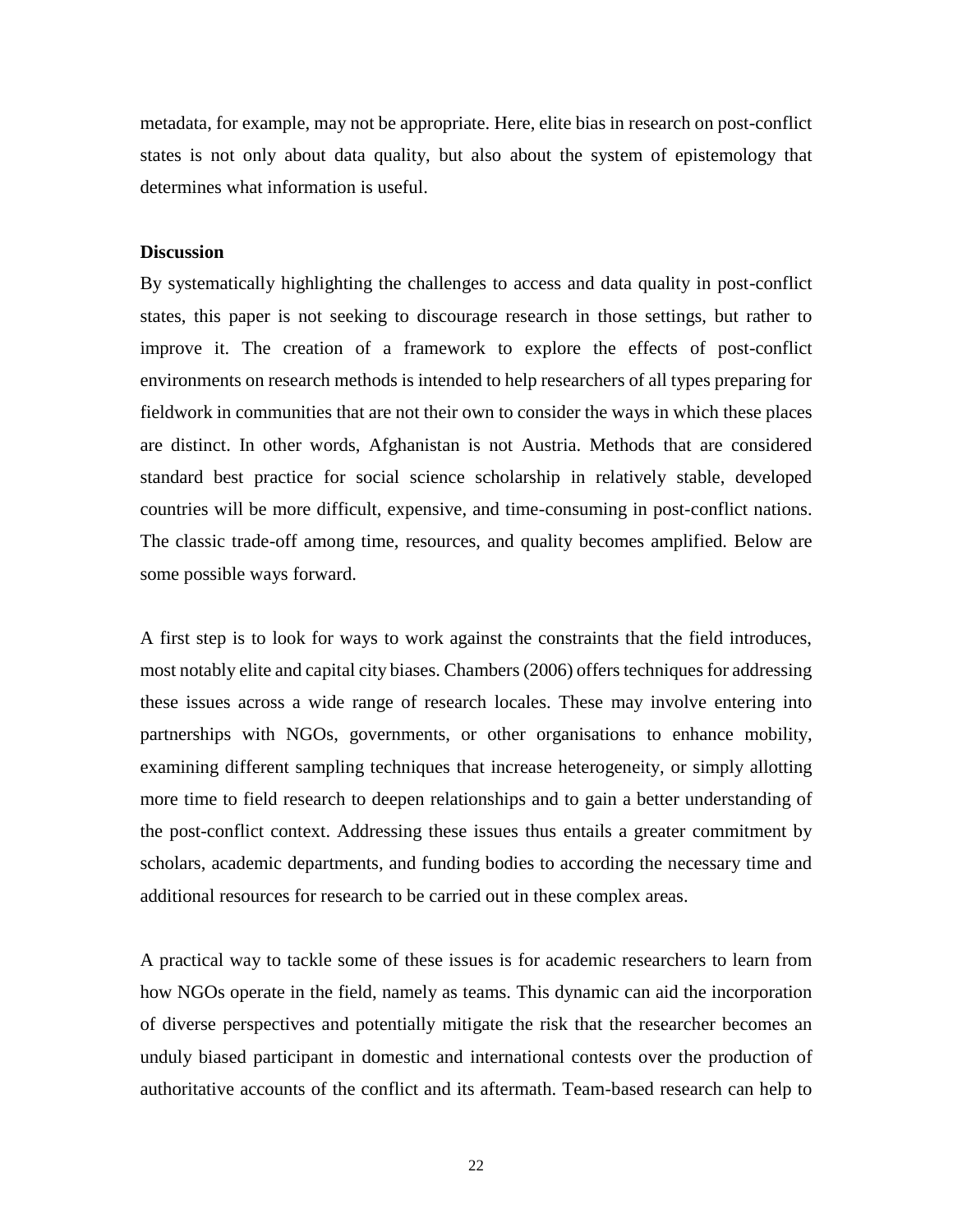metadata, for example, may not be appropriate. Here, elite bias in research on post-conflict states is not only about data quality, but also about the system of epistemology that determines what information is useful.

**Discussion**

By systematically highlighting the challenges to access and data quality in post-conflict states, this paper is not seeking to discourage research in those settings, but rather to improve it. The creation of a framework to explore the effects of post-conflict environments on research methods is intended to help researchers of all types preparing for fieldwork in communities that are not their own to consider the ways in which these places are distinct. In other words, Afghanistan is not Austria. Methods that are considered standard best practice for social science scholarship in relatively stable, developed countries will be more difficult, expensive, and time-consuming in post-conflict nations. The classic trade-off among time, resources, and quality becomes amplified. Below are some possible ways forward.

A first step is to look for ways to work against the constraints that the field introduces, most notably elite and capital city biases. Chambers (2006) offers techniques for addressing these issues across a wide range of research locales. These may involve entering into partnerships with NGOs, governments, or other organisations to enhance mobility, examining different sampling techniques that increase heterogeneity, or simply allotting more time to field research to deepen relationships and to gain a better understanding of the post-conflict context. Addressing these issues thus entails a greater commitment by scholars, academic departments, and funding bodies to according the necessary time and additional resources for research to be carried out in these complex areas.

A practical way to tackle some of these issues is for academic researchers to learn from how NGOs operate in the field, namely as teams. This dynamic can aid the incorporation of diverse perspectives and potentially mitigate the risk that the researcher becomes an unduly biased participant in domestic and international contests over the production of authoritative accounts of the conflict and its aftermath. Team-based research can help to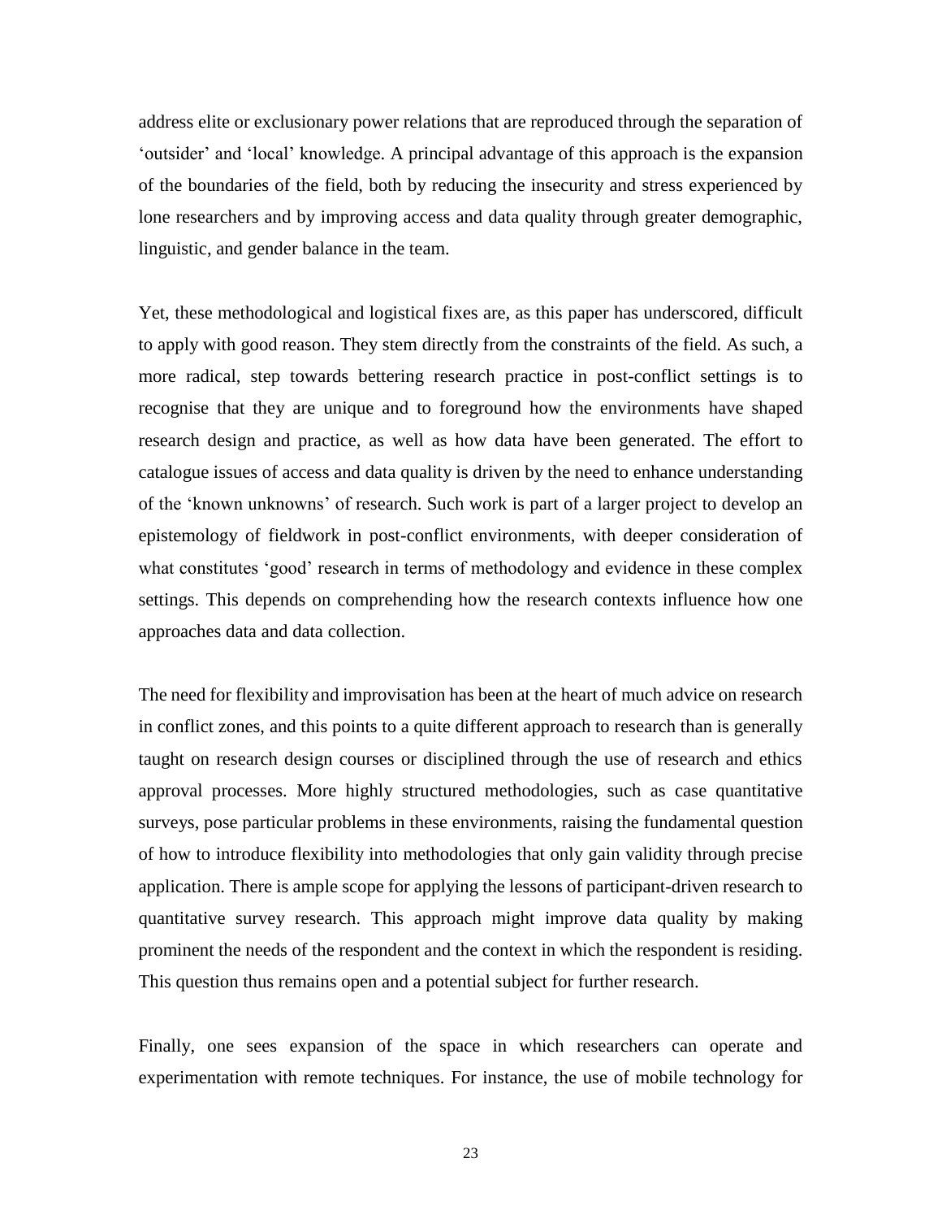address elite or exclusionary power relations that are reproduced through the separation of 'outsider' and 'local' knowledge. A principal advantage of this approach is the expansion of the boundaries of the field, both by reducing the insecurity and stress experienced by lone researchers and by improving access and data quality through greater demographic, linguistic, and gender balance in the team.

Yet, these methodological and logistical fixes are, as this paper has underscored, difficult to apply with good reason. They stem directly from the constraints of the field. As such, a more radical, step towards bettering research practice in post-conflict settings is to recognise that they are unique and to foreground how the environments have shaped research design and practice, as well as how data have been generated. The effort to catalogue issues of access and data quality is driven by the need to enhance understanding of the 'known unknowns' of research. Such work is part of a larger project to develop an epistemology of fieldwork in post-conflict environments, with deeper consideration of what constitutes 'good' research in terms of methodology and evidence in these complex settings. This depends on comprehending how the research contexts influence how one approaches data and data collection.

The need for flexibility and improvisation has been at the heart of much advice on research in conflict zones, and this points to a quite different approach to research than is generally taught on research design courses or disciplined through the use of research and ethics approval processes. More highly structured methodologies, such as case quantitative surveys, pose particular problems in these environments, raising the fundamental question of how to introduce flexibility into methodologies that only gain validity through precise application. There is ample scope for applying the lessons of participant-driven research to quantitative survey research. This approach might improve data quality by making prominent the needs of the respondent and the context in which the respondent is residing. This question thus remains open and a potential subject for further research.

Finally, one sees expansion of the space in which researchers can operate and experimentation with remote techniques. For instance, the use of mobile technology for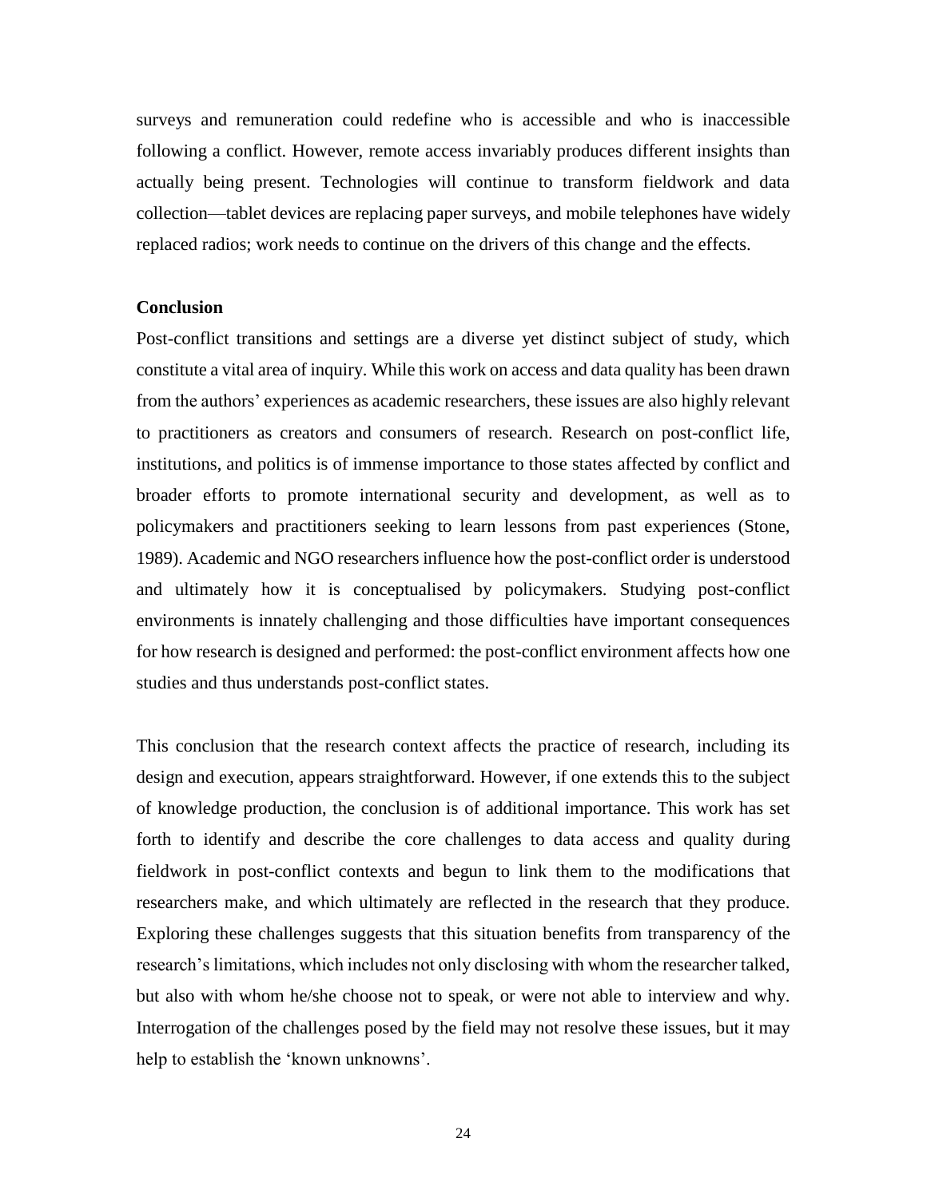surveys and remuneration could redefine who is accessible and who is inaccessible following a conflict. However, remote access invariably produces different insights than actually being present. Technologies will continue to transform fieldwork and data collection—tablet devices are replacing paper surveys, and mobile telephones have widely replaced radios; work needs to continue on the drivers of this change and the effects.

## Conclusion

Post-conflict transitions and settings are a diverse yet distinct subject of study, which constitute a vital area of inquiry. While this work on access and data quality has been drawn from the authors' experiences as academic researchers, these issues are also highly relevant to practitioners as creators and consumers of research. Research on post-conflict life, institutions, and politics is of immense importance to those states affected by conflict and broader efforts to promote international security and development, as well as to policymakers and practitioners seeking to learn lessons from past experiences (Stone, 1989). Academic and NGO researchers influence how the post-conflict order is understood and ultimately how it is conceptualised by policymakers. Studying post-conflict environments is innately challenging and those difficulties have important consequences for how research is designed and performed: the post-conflict environment affects how one studies and thus understands post-conflict states.

This conclusion that the research context affects the practice of research, including its design and execution, appears straightforward. However, if one extends this to the subject of knowledge production, the conclusion is of additional importance. This work has set forth to identify and describe the core challenges to data access and quality during fieldwork in post-conflict contexts and begun to link them to the modifications that researchers make, and which ultimately are reflected in the research that they produce. Exploring these challenges suggests that this situation benefits from transparency of the research's limitations, which includes not only disclosing with whom the researcher talked, but also with whom he/she choose not to speak, or were not able to interview and why. Interrogation of the challenges posed by the field may not resolve these issues, but it may help to establish the 'known unknowns'.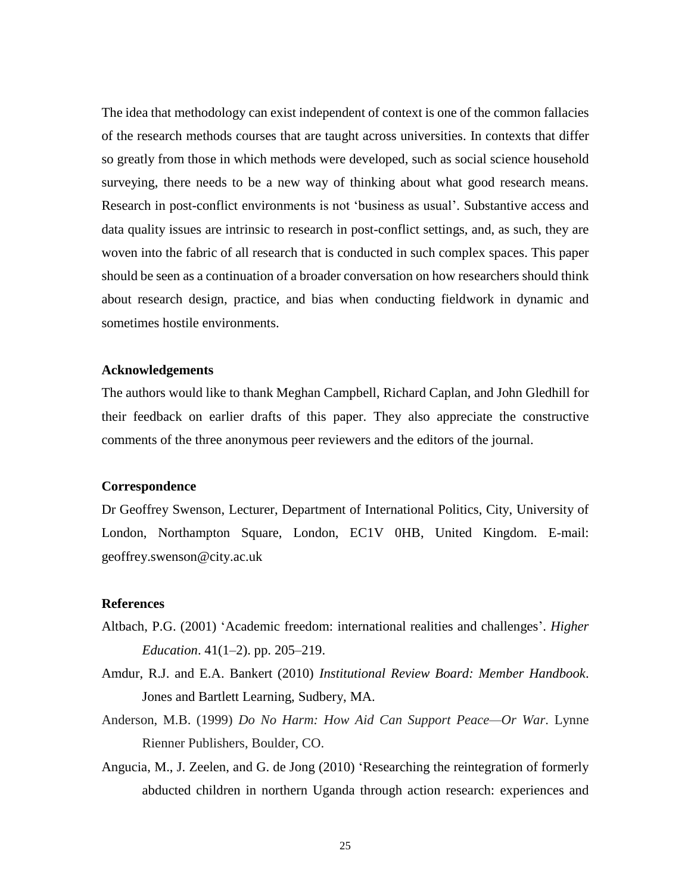The idea that methodology can exist independent of context is one of the common fallacies of the research methods courses that are taught across universities. In contexts that differ so greatly from those in which methods were developed, such as social science household surveying, there needs to be a new way of thinking about what good research means. Research in post-conflict environments is not 'business as usual'. Substantive access and data quality issues are intrinsic to research in post-conflict settings, and, as such, they are woven into the fabric of all research that is conducted in such complex spaces. This paper should be seen as a continuation of a broader conversation on how researchers should think about research design, practice, and bias when conducting fieldwork in dynamic and sometimes hostile environments.

**Acknowledgements**

The authors would like to thank Meghan Campbell, Richard Caplan, and John Gledhill for their feedback on earlier drafts of this paper. They also appreciate the constructive comments of the three anonymous peer reviewers and the editors of the journal.

**Correspondence**

Dr Geoffrey Swenson, Lecturer, Department of International Politics, City, University of London, Northampton Square, London, EC1V 0HB, United Kingdom. E-mail: geoffrey.swenson@city.ac.uk

**References**

Altbach, P.G. (2001) 'Academic freedom: international realities and challenges'. *Higher Education*. 41(1–2). pp. 205–219.

Amdur, R.J. and E.A. Bankert (2010) *Institutional Review Board: Member Handbook*. Jones and Bartlett Learning, Sudbery, MA.

Anderson, M.B. (1999) *Do No Harm: How Aid Can Support Peace—Or War*. Lynne Rienner Publishers, Boulder, CO.

Angucia, M., J. Zeelen, and G. de Jong (2010) 'Researching the reintegration of formerly abducted children in northern Uganda through action research: experiences and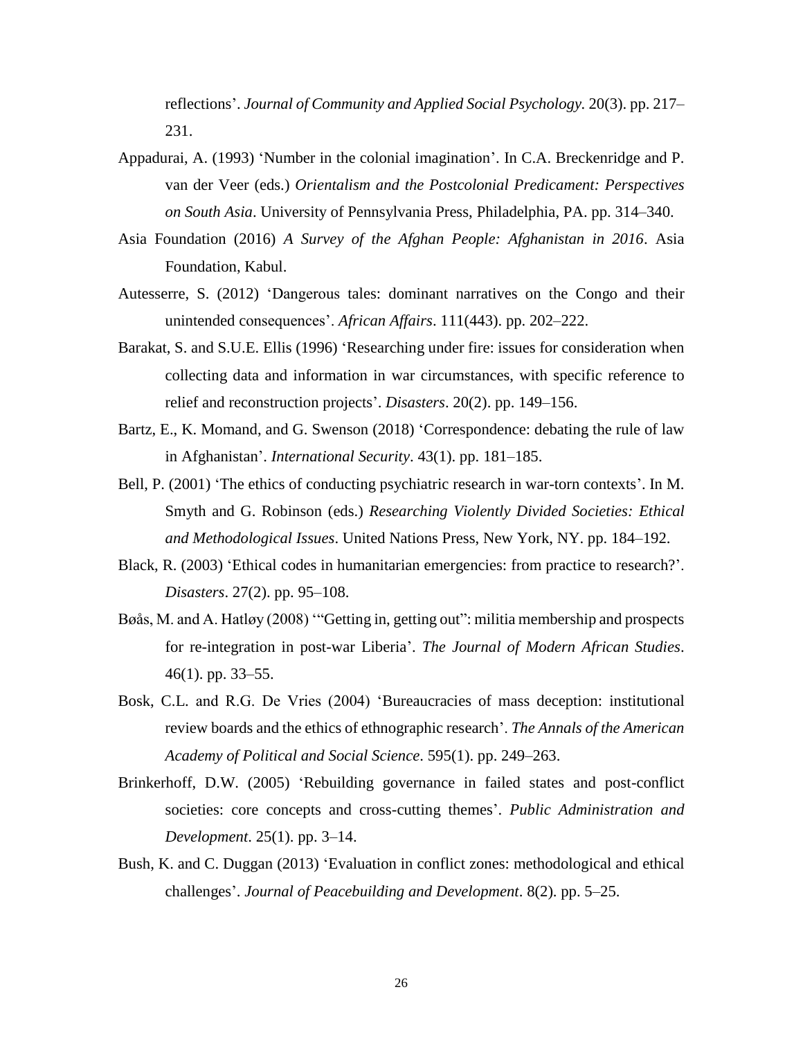reflections’. *Journal of Community and Applied Social Psychology*. 20(3). pp. 217–231.

Appadurai, A. (1993) ‘Number in the colonial imagination’. In C.A. Breckenridge and P. van der Veer (eds.) *Orientalism and the Postcolonial Predicament: Perspectives on South Asia*. University of Pennsylvania Press, Philadelphia, PA. pp. 314–340.

Asia Foundation (2016) *A Survey of the Afghan People: Afghanistan in 2016*. Asia Foundation, Kabul.

Autesserre, S. (2012) ‘Dangerous tales: dominant narratives on the Congo and their unintended consequences’. *African Affairs*. 111(443). pp. 202–222.

Barakat, S. and S.U.E. Ellis (1996) ‘Researching under fire: issues for consideration when collecting data and information in war circumstances, with specific reference to relief and reconstruction projects’. *Disasters*. 20(2). pp. 149–156.

Bartz, E., K. Momand, and G. Swenson (2018) ‘Correspondence: debating the rule of law in Afghanistan’. *International Security*. 43(1). pp. 181–185.

Bell, P. (2001) ‘The ethics of conducting psychiatric research in war-torn contexts’. In M. Smyth and G. Robinson (eds.) *Researching Violently Divided Societies: Ethical and Methodological Issues*. United Nations Press, New York, NY. pp. 184–192.

Black, R. (2003) ‘Ethical codes in humanitarian emergencies: from practice to research?’. *Disasters*. 27(2). pp. 95–108.

Bøås, M. and A. Hatløy (2008) ‘“Getting in, getting out”: militia membership and prospects for re-integration in post-war Liberia’. *The Journal of Modern African Studies*. 46(1). pp. 33–55.

Bosk, C.L. and R.G. De Vries (2004) ‘Bureaucracies of mass deception: institutional review boards and the ethics of ethnographic research’. *The Annals of the American Academy of Political and Social Science*. 595(1). pp. 249–263.

Brinkerhoff, D.W. (2005) ‘Rebuilding governance in failed states and post-conflict societies: core concepts and cross-cutting themes’. *Public Administration and Development*. 25(1). pp. 3–14.

Bush, K. and C. Duggan (2013) ‘Evaluation in conflict zones: methodological and ethical challenges’. *Journal of Peacebuilding and Development*. 8(2). pp. 5–25.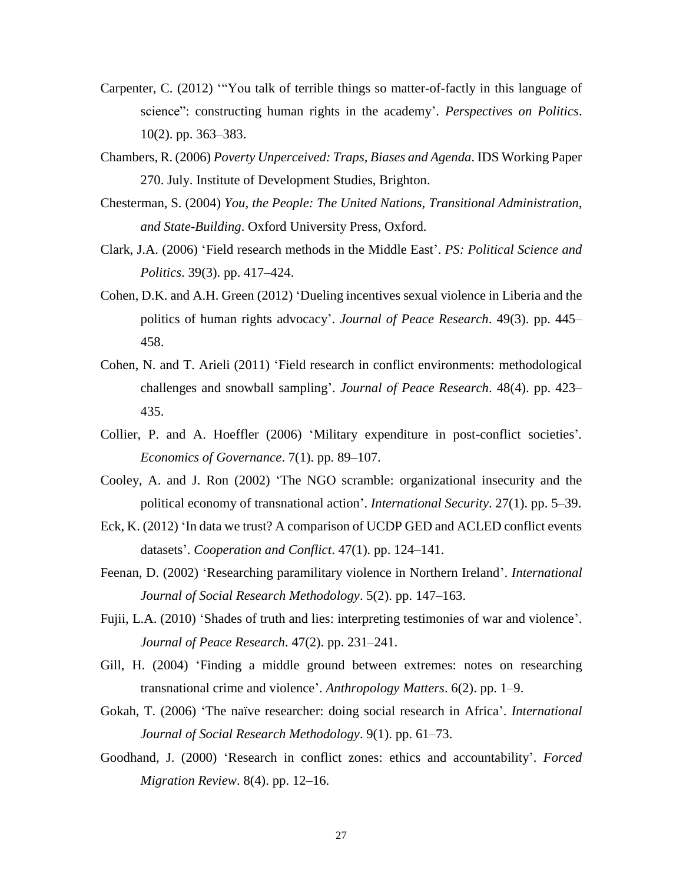Carpenter, C. (2012) '"You talk of terrible things so matter-of-factly in this language of science": constructing human rights in the academy'. *Perspectives on Politics*. 10(2). pp. 363–383.

Chambers, R. (2006) *Poverty Unperceived: Traps, Biases and Agenda*. IDS Working Paper 270. July. Institute of Development Studies, Brighton.

Chesterman, S. (2004) *You, the People: The United Nations, Transitional Administration, and State-Building*. Oxford University Press, Oxford.

Clark, J.A. (2006) 'Field research methods in the Middle East'. *PS: Political Science and Politics*. 39(3). pp. 417–424.

Cohen, D.K. and A.H. Green (2012) 'Dueling incentives sexual violence in Liberia and the politics of human rights advocacy'. *Journal of Peace Research*. 49(3). pp. 445–458.

Cohen, N. and T. Arieli (2011) 'Field research in conflict environments: methodological challenges and snowball sampling'. *Journal of Peace Research*. 48(4). pp. 423–435.

Collier, P. and A. Hoeffler (2006) 'Military expenditure in post-conflict societies'. *Economics of Governance*. 7(1). pp. 89–107.

Cooley, A. and J. Ron (2002) 'The NGO scramble: organizational insecurity and the political economy of transnational action'. *International Security*. 27(1). pp. 5–39.

Eck, K. (2012) 'In data we trust? A comparison of UCDP GED and ACLED conflict events datasets'. *Cooperation and Conflict*. 47(1). pp. 124–141.

Feenan, D. (2002) 'Researching paramilitary violence in Northern Ireland'. *International Journal of Social Research Methodology*. 5(2). pp. 147–163.

Fujii, L.A. (2010) 'Shades of truth and lies: interpreting testimonies of war and violence'. *Journal of Peace Research*. 47(2). pp. 231–241.

Gill, H. (2004) 'Finding a middle ground between extremes: notes on researching transnational crime and violence'. *Anthropology Matters*. 6(2). pp. 1–9.

Gokah, T. (2006) 'The naïve researcher: doing social research in Africa'. *International Journal of Social Research Methodology*. 9(1). pp. 61–73.

Goodhand, J. (2000) 'Research in conflict zones: ethics and accountability'. *Forced Migration Review*. 8(4). pp. 12–16.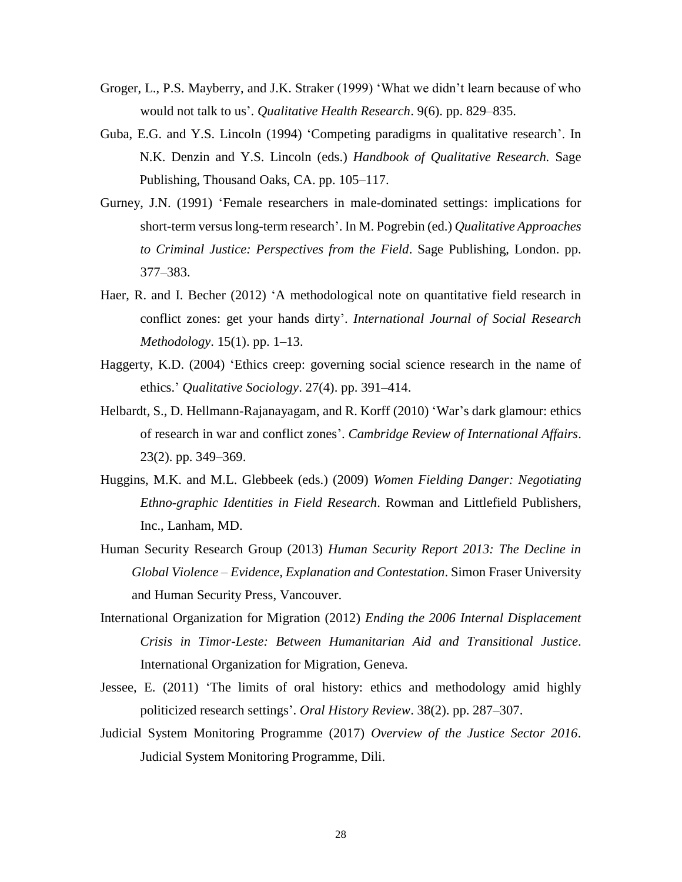Groger, L., P.S. Mayberry, and J.K. Straker (1999) 'What we didn't learn because of who would not talk to us'. *Qualitative Health Research*. 9(6). pp. 829–835.

Guba, E.G. and Y.S. Lincoln (1994) 'Competing paradigms in qualitative research'. In N.K. Denzin and Y.S. Lincoln (eds.) *Handbook of Qualitative Research.* Sage Publishing, Thousand Oaks, CA. pp. 105–117.

Gurney, J.N. (1991) 'Female researchers in male-dominated settings: implications for short-term versus long-term research'. In M. Pogrebin (ed.) *Qualitative Approaches to Criminal Justice: Perspectives from the Field*. Sage Publishing, London. pp. 377–383.

Haer, R. and I. Becher (2012) 'A methodological note on quantitative field research in conflict zones: get your hands dirty'. *International Journal of Social Research Methodology*. 15(1). pp. 1–13.

Haggerty, K.D. (2004) 'Ethics creep: governing social science research in the name of ethics.' *Qualitative Sociology*. 27(4). pp. 391–414.

Helbardt, S., D. Hellmann-Rajanayagam, and R. Korff (2010) 'War's dark glamour: ethics of research in war and conflict zones'. *Cambridge Review of International Affairs*. 23(2). pp. 349–369.

Huggins, M.K. and M.L. Glebbeek (eds.) (2009) *Women Fielding Danger: Negotiating Ethno-graphic Identities in Field Research*. Rowman and Littlefield Publishers, Inc., Lanham, MD.

Human Security Research Group (2013) *Human Security Report 2013: The Decline in Global Violence – Evidence, Explanation and Contestation*. Simon Fraser University and Human Security Press, Vancouver.

International Organization for Migration (2012) *Ending the 2006 Internal Displacement Crisis in Timor-Leste: Between Humanitarian Aid and Transitional Justice*. International Organization for Migration, Geneva.

Jessee, E. (2011) 'The limits of oral history: ethics and methodology amid highly politicized research settings'. *Oral History Review*. 38(2). pp. 287–307.

Judicial System Monitoring Programme (2017) *Overview of the Justice Sector 2016*. Judicial System Monitoring Programme, Dili.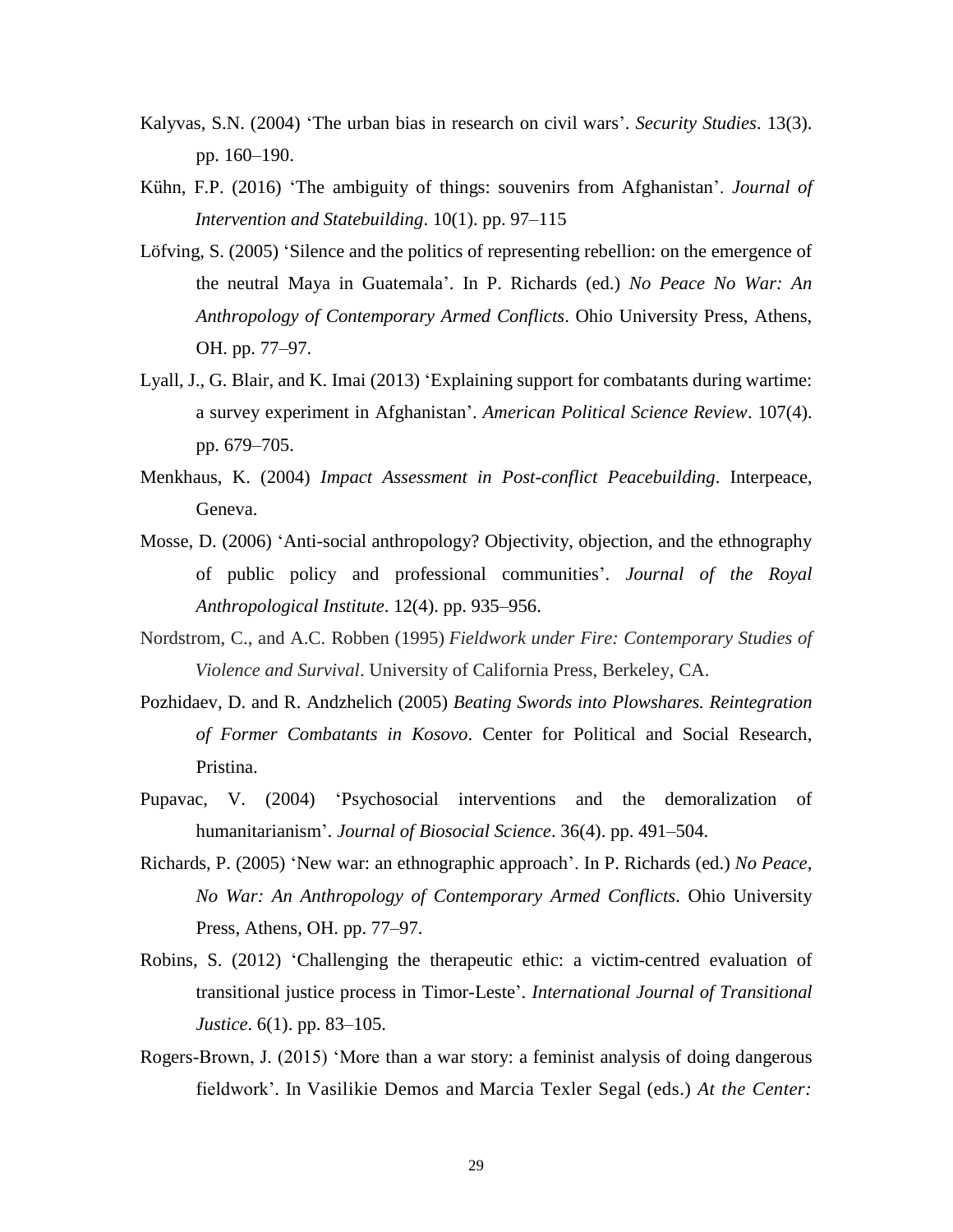Kalyvas, S.N. (2004) 'The urban bias in research on civil wars'. *Security Studies*. 13(3). pp. 160–190.

Kühn, F.P. (2016) 'The ambiguity of things: souvenirs from Afghanistan'. *Journal of Intervention and Statebuilding*. 10(1). pp. 97–115

Löfving, S. (2005) 'Silence and the politics of representing rebellion: on the emergence of the neutral Maya in Guatemala'. In P. Richards (ed.) *No Peace No War: An Anthropology of Contemporary Armed Conflicts*. Ohio University Press, Athens, OH. pp. 77–97.

Lyall, J., G. Blair, and K. Imai (2013) 'Explaining support for combatants during wartime: a survey experiment in Afghanistan'. *American Political Science Review*. 107(4). pp. 679–705.

Menkhaus, K. (2004) *Impact Assessment in Post-conflict Peacebuilding*. Interpeace, Geneva.

Mosse, D. (2006) 'Anti-social anthropology? Objectivity, objection, and the ethnography of public policy and professional communities'. *Journal of the Royal Anthropological Institute*. 12(4). pp. 935–956.

Nordstrom, C., and A.C. Robben (1995) *Fieldwork under Fire: Contemporary Studies of Violence and Survival*. University of California Press, Berkeley, CA.

Pozhidaev, D. and R. Andzhelich (2005) *Beating Swords into Plowshares. Reintegration of Former Combatants in Kosovo*. Center for Political and Social Research, Pristina.

Pupavac, V. (2004) 'Psychosocial interventions and the demoralization of humanitarianism'. *Journal of Biosocial Science*. 36(4). pp. 491–504.

Richards, P. (2005) 'New war: an ethnographic approach'. In P. Richards (ed.) *No Peace, No War: An Anthropology of Contemporary Armed Conflicts*. Ohio University Press, Athens, OH. pp. 77–97.

Robins, S. (2012) 'Challenging the therapeutic ethic: a victim-centred evaluation of transitional justice process in Timor-Leste'. *International Journal of Transitional Justice*. 6(1). pp. 83–105.

Rogers-Brown, J. (2015) 'More than a war story: a feminist analysis of doing dangerous fieldwork'. In Vasilikie Demos and Marcia Texler Segal (eds.) *At the Center:*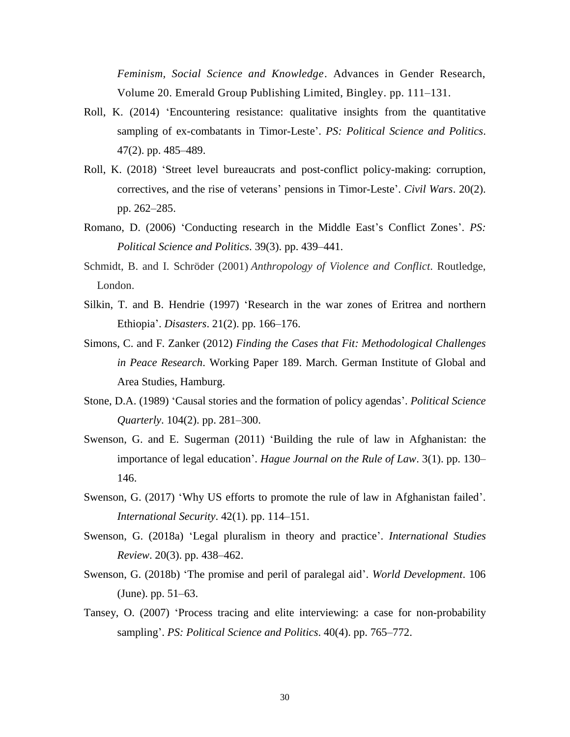*Feminism, Social Science and Knowledge*. Advances in Gender Research, Volume 20. Emerald Group Publishing Limited, Bingley. pp. 111–131.

Roll, K. (2014) 'Encountering resistance: qualitative insights from the quantitative sampling of ex-combatants in Timor-Leste'. *PS: Political Science and Politics*. 47(2). pp. 485–489.

Roll, K. (2018) 'Street level bureaucrats and post-conflict policy-making: corruption, correctives, and the rise of veterans' pensions in Timor-Leste'. *Civil Wars*. 20(2). pp. 262–285.

Romano, D. (2006) 'Conducting research in the Middle East's Conflict Zones'. *PS: Political Science and Politics*. 39(3). pp. 439–441.

Schmidt, B. and I. Schröder (2001) *Anthropology of Violence and Conflict*. Routledge, London.

Silkin, T. and B. Hendrie (1997) 'Research in the war zones of Eritrea and northern Ethiopia'. *Disasters*. 21(2). pp. 166–176.

Simons, C. and F. Zanker (2012) *Finding the Cases that Fit: Methodological Challenges in Peace Research*. Working Paper 189. March. German Institute of Global and Area Studies, Hamburg.

Stone, D.A. (1989) 'Causal stories and the formation of policy agendas'. *Political Science Quarterly*. 104(2). pp. 281–300.

Swenson, G. and E. Sugerman (2011) 'Building the rule of law in Afghanistan: the importance of legal education'. *Hague Journal on the Rule of Law*. 3(1). pp. 130–146.

Swenson, G. (2017) 'Why US efforts to promote the rule of law in Afghanistan failed'. *International Security*. 42(1). pp. 114–151.

Swenson, G. (2018a) 'Legal pluralism in theory and practice'. *International Studies Review*. 20(3). pp. 438–462.

Swenson, G. (2018b) 'The promise and peril of paralegal aid'. *World Development*. 106 (June). pp. 51–63.

Tansey, O. (2007) 'Process tracing and elite interviewing: a case for non-probability sampling'. *PS: Political Science and Politics*. 40(4). pp. 765–772.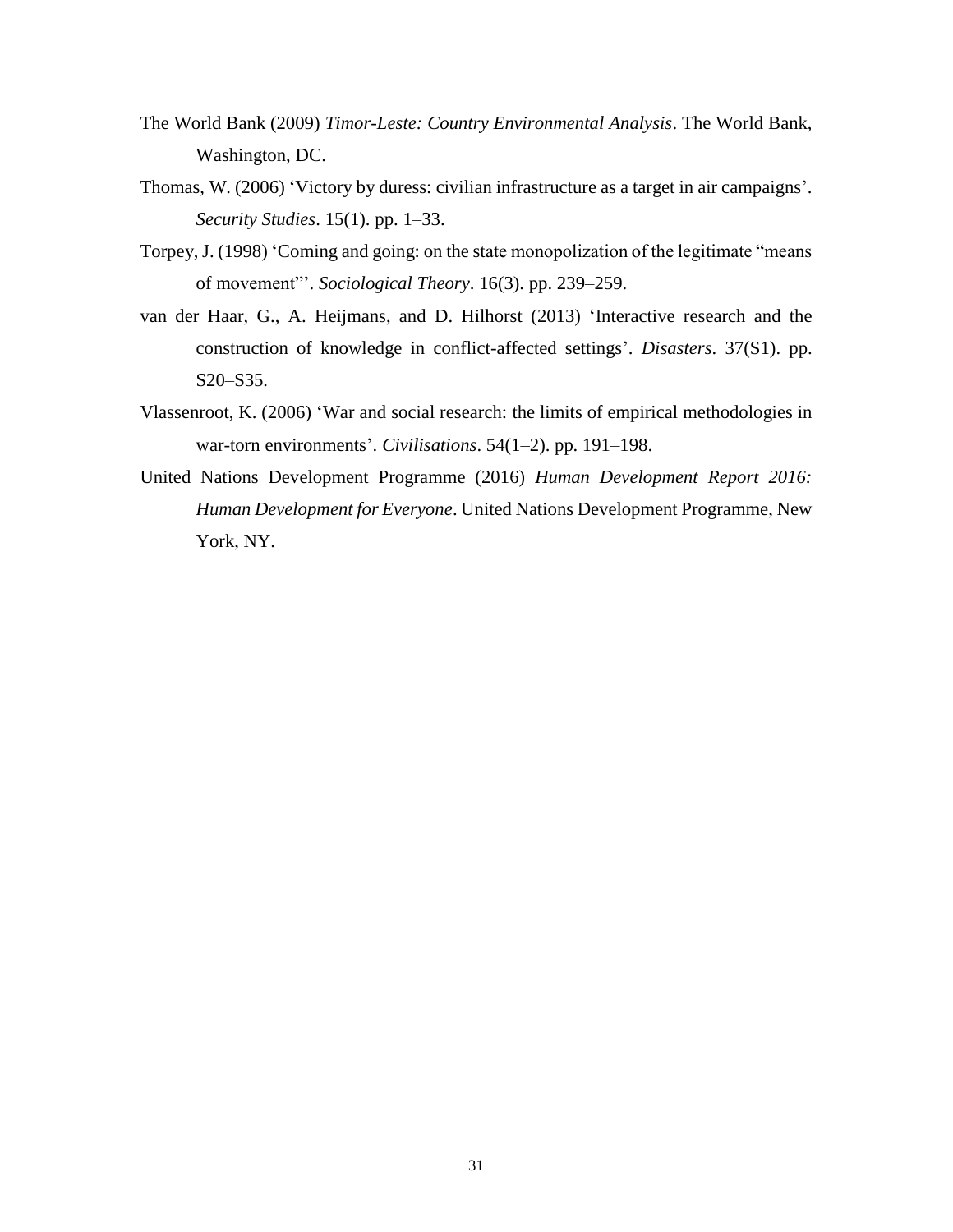The World Bank (2009) *Timor-Leste: Country Environmental Analysis*. The World Bank, Washington, DC.

Thomas, W. (2006) 'Victory by duress: civilian infrastructure as a target in air campaigns'. *Security Studies*. 15(1). pp. 1–33.

Torpey, J. (1998) 'Coming and going: on the state monopolization of the legitimate "means of movement"'. *Sociological Theory*. 16(3). pp. 239–259.

van der Haar, G., A. Heijmans, and D. Hilhorst (2013) 'Interactive research and the construction of knowledge in conflict-affected settings'. *Disasters*. 37(S1). pp. S20–S35.

Vlassenroot, K. (2006) 'War and social research: the limits of empirical methodologies in war-torn environments'. *Civilisations*. 54(1–2). pp. 191–198.

United Nations Development Programme (2016) *Human Development Report 2016: Human Development for Everyone*. United Nations Development Programme, New York, NY.